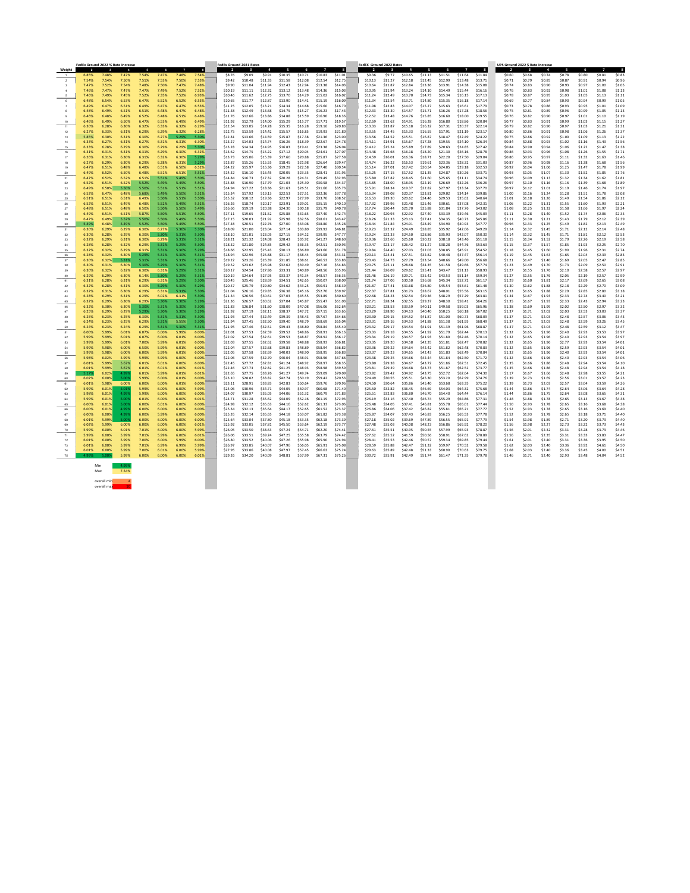## FedEx Ground 2022 % Rate Increase

| Weight | 2 | 3 | 4 | 5 | 6 | 7 | 8 |
|---|---|---|---|---|---|---|---|
| 1 | 6.85% | 7.48% | 7.47% | 7.54% | 7.47% | 7.48% | 7.54% |
| 2 | 7.54% | 7.54% | 7.50% | 7.51% | 7.53% | 7.50% | 7.53% |
| 3 | 7.47% | 7.52% | 7.54% | 7.48% | 7.50% | 7.47% | 7.48% |
| 4 | 7.46% | 7.47% | 7.47% | 7.47% | 7.49% | 7.52% | 7.52% |
| 5 | 7.46% | 7.49% | 7.45% | 7.52% | 7.35% | 7.52% | 6.93% |
| 6 | 6.48% | 6.54% | 6.53% | 6.47% | 6.52% | 6.52% | 6.53% |
| 7 | 6.49% | 6.47% | 6.51% | 6.49% | 6.47% | 6.47% | 6.53% |
| 8 | 6.48% | 6.49% | 6.51% | 6.51% | 6.48% | 6.47% | 6.48% |
| 9 | 6.46% | 6.48% | 6.49% | 6.52% | 6.48% | 6.51% | 6.48% |
| 10 | 6.46% | 6.49% | 6.50% | 6.47% | 6.53% | 6.49% | 6.49% |
| 11 | 6.30% | 6.28% | 6.30% | 6.32% | 6.33% | 6.32% | 6.29% |
| 12 | 6.27% | 6.33% | 6.31% | 6.29% | 6.29% | 6.32% | 6.28% |
| 13 | 5.85% | 6.30% | 6.31% | 6.30% | 6.27% | 5.29% | 5.30% |
| 14 | 6.33% | 6.27% | 6.31% | 6.27% | 6.31% | 6.31% | 6.30% |
| 15 | 6.33% | 6.28% | 6.29% | 6.30% | 6.29% | 6.29% | 5.30% |
| 16 | 6.31% | 6.31% | 6.31% | 6.31% | 6.29% | 6.30% | 6.32% |
| 17 | 6.26% | 6.31% | 6.30% | 6.31% | 6.32% | 6.30% | 5.29% |
| 18 | 6.27% | 6.29% | 6.30% | 6.29% | 6.28% | 6.31% | 5.29% |
| 19 | 6.47% | 6.51% | 6.48% | 6.48% | 6.51% | 6.50% | 6.52% |
| 20 | 6.49% | 6.52% | 6.50% | 6.48% | 6.51% | 6.51% | 5.51% |
| 21 | 6.47% | 6.52% | 6.52% | 6.51% | 5.51% | 5.49% | 5.50% |
| 22 | 6.52% | 6.51% | 6.52% | 5.52% | 5.49% | 5.49% | 5.50% |
| 23 | 6.49% | 6.50% | 5.50% | 5.50% | 5.51% | 5.51% | 5.51% |
| 24 | 6.52% | 6.47% | 6.48% | 5.68% | 5.49% | 5.50% | 5.51% |
| 25 | 6.51% | 6.51% | 6.51% | 6.49% | 5.50% | 5.51% | 5.50% |
| 26 | 6.52% | 6.51% | 6.49% | 6.48% | 5.52% | 5.49% | 5.51% |
| 27 | 6.48% | 6.51% | 6.48% | 6.50% | 5.50% | 5.50% | 5.49% |
| 28 | 6.49% | 6.51% | 6.51% | 5.87% | 5.50% | 5.51% | 5.50% |
| 29 | 6.47% | 6.49% | 5.52% | 5.50% | 5.50% | 5.49% | 5.50% |
| 30 | 5.49% | 6.48% | 5.49% | 5.52% | 5.50% | 5.49% | 5.50% |
| 31 | 6.30% | 6.29% | 6.29% | 6.30% | 6.27% | 5.36% | 5.30% |
| 32 | 6.30% | 6.28% | 6.29% | 6.30% | 5.30% | 5.31% | 5.30% |
| 33 | 6.32% | 6.29% | 6.31% | 6.30% | 6.29% | 5.31% | 5.31% |
| 34 | 6.28% | 6.28% | 6.32% | 6.29% | 5.31% | 5.29% | 5.30% |
| 35 | 6.32% | 6.32% | 6.29% | 6.31% | 5.31% | 5.30% | 5.29% |
| 36 | 6.28% | 6.32% | 6.30% | 5.29% | 5.31% | 5.30% | 5.31% |
| 37 | 6.30% | 6.32% | 5.31% | 5.31% | 5.31% | 5.31% | 5.29% |
| 38 | 6.30% | 6.31% | 6.30% | 5.30% | 5.29% | 5.30% | 5.31% |
| 39 | 6.30% | 6.32% | 6.32% | 6.30% | 6.31% | 5.29% | 5.31% |
| 40 | 6.29% | 6.29% | 6.30% | 6.14% | 5.30% | 5.29% | 5.31% |
| 41 | 6.31% | 6.28% | 6.31% | 6.29% | 6.31% | 5.29% | 5.29% |
| 42 | 6.32% | 6.28% | 6.31% | 6.30% | 5.30% | 5.29% | 5.29% |
| 43 | 6.32% | 6.31% | 6.30% | 6.29% | 6.31% | 5.31% | 5.30% |
| 44 | 6.28% | 6.29% | 6.31% | 6.29% | 6.02% | 6.31% | 5.30% |
| 45 | 6.32% | 6.29% | 6.30% | 6.29% | 5.30% | 5.30% | 5.29% |
| 46 | 6.32% | 6.30% | 6.30% | 5.30% | 5.31% | 5.30% | 5.30% |
| 47 | 6.25% | 6.29% | 6.29% | 5.29% | 5.30% | 5.30% | 5.29% |
| 48 | 6.25% | 6.23% | 6.25% | 6.30% | 5.31% | 5.31% | 5.30% |
| 49 | 6.24% | 6.23% | 6.25% | 6.29% | 5.31% | 5.55% | 5.30% |
| 50 | 6.24% | 6.23% | 6.24% | 6.29% | 5.31% | 5.30% | 5.31% |
| 51 | 6.00% | 5.99% | 6.01% | 6.07% | 6.00% | 5.99% | 6.00% |
| 52 | 5.99% | 5.99% | 6.01% | 6.07% | 6.00% | 6.01% | 6.00% |
| 53 | 5.99% | 5.99% | 6.01% | 7.00% | 5.99% | 6.01% | 6.00% |
| 54 | 5.99% | 5.98% | 6.00% | 6.50% | 5.99% | 6.01% | 6.00% |
| 55 | 5.99% | 5.98% | 6.00% | 6.00% | 5.99% | 6.01% | 6.00% |
| 56 | 5.98% | 6.02% | 5.99% | 5.99% | 5.99% | 6.00% | 6.00% |
| 57 | 6.01% | 5.99% | 5.67% | 6.01% | 6.01% | 6.00% | 6.00% |
| 58 | 6.01% | 5.99% | 5.67% | 6.01% | 6.01% | 6.00% | 6.00% |
| 59 | 5.17% | 6.02% | 4.99% | 6.01% | 5.99% | 6.01% | 6.01% |
| 60 | 6.02% | 6.00% | 5.00% | 5.99% | 6.00% | 6.01% | 6.00% |
| 61 | 6.01% | 5.98% | 6.00% | 6.00% | 6.00% | 6.00% | 6.00% |
| 62 | 5.99% | 6.01% | 5.01% | 5.99% | 6.00% | 6.00% | 5.99% |
| 63 | 5.98% | 6.01% | 4.99% | 5.99% | 6.00% | 6.00% | 6.00% |
| 64 | 5.99% | 6.01% | 5.00% | 6.00% | 6.00% | 6.00% | 6.00% |
| 65 | 6.00% | 6.01% | 5.00% | 6.00% | 6.00% | 6.00% | 6.00% |
| 66 | 6.00% | 6.01% | 4.99% | 6.00% | 6.00% | 6.00% | 6.00% |
| 67 | 6.00% | 6.00% | 4.99% | 6.00% | 5.99% | 6.00% | 6.00% |
| 68 | 6.00% | 5.99% | 5.00% | 6.00% | 6.00% | 6.00% | 6.00% |
| 69 | 6.02% | 5.99% | 6.00% | 6.00% | 6.00% | 6.00% | 6.00% |
| 70 | 5.99% | 6.00% | 6.01% | 7.01% | 6.00% | 6.00% | 5.99% |
| 71 | 5.99% | 6.00% | 5.99% | 7.01% | 5.99% | 6.00% | 6.01% |
| 72 | 6.01% | 6.00% | 5.99% | 7.00% | 6.00% | 5.99% | 6.00% |
| 73 | 6.01% | 6.00% | 5.99% | 7.01% | 6.99% | 6.99% | 6.00% |
| 74 | 6.01% | 6.00% | 5.99% | 7.00% | 6.01% | 6.01% | 5.99% |
| 75 | 4.99% | 5.00% | 5.99% | 6.00% | 6.00% | 6.01% | 6.01% |

| | |
|---|---|
| Min | 4.99% |
| Max | 7.54% |
| overall min | 4 |
| overall max | 10 |

## FedEx Ground 2021 Rates

| Weight | 2 | 3 | 4 | 5 | 6 | 7 | 8 |
|---|---|---|---|---|---|---|---|
| 1 | $8.76 | $9.09 | $9.91 | $10.35 | $10.71 | $10.83 | $11.01 |
| 2 | $9.42 | $10.48 | $11.33 | $11.58 | $12.08 | $12.54 | $12.75 |
| 3 | $9.90 | $11.04 | $11.94 | $12.43 | $12.94 | $13.38 | $14.03 |
| 4 | $10.19 | $11.11 | $12.32 | $13.12 | $13.48 | $14.36 | $15.03 |
| 5 | $10.46 | $11.62 | $12.75 | $13.70 | $14.29 | $15.02 | $16.02 |
| 6 | $10.65 | $11.77 | $12.87 | $13.90 | $14.41 | $15.19 | $16.09 |
| 7 | $11.25 | $12.05 | $13.21 | $14.34 | $14.68 | $15.60 | $16.70 |
| 8 | $11.58 | $12.49 | $13.68 | $14.75 | $15.27 | $16.23 | $17.43 |
| 9 | $11.76 | $12.66 | $13.86 | $14.88 | $15.59 | $16.90 | $18.36 |
| 10 | $11.92 | $12.79 | $14.00 | $15.29 | $15.77 | $17.71 | $19.57 |
| 11 | $12.54 | $13.05 | $14.28 | $15.35 | $16.28 | $19.16 | $20.83 |
| 12 | $12.75 | $13.59 | $14.42 | $15.57 | $16.85 | $19.93 | $21.80 |
| 13 | $12.81 | $13.66 | $14.59 | $15.87 | $17.38 | $21.36 | $23.00 |
| 14 | $13.27 | $14.03 | $14.74 | $16.26 | $18.39 | $22.67 | $24.78 |
| 15 | $13.28 | $14.34 | $14.95 | $16.83 | $19.41 | $23.38 | $26.04 |
| 16 | $13.62 | $14.75 | $15.22 | $17.12 | $20.04 | $24.61 | $27.07 |
| 17 | $13.73 | $15.06 | $15.39 | $17.60 | $20.88 | $25.87 | $27.58 |
| 18 | $13.87 | $15.26 | $15.55 | $18.45 | $21.98 | $26.64 | $29.47 |
| 19 | $14.22 | $15.97 | $16.36 | $19.29 | $22.58 | $27.40 | $30.54 |
| 20 | $14.32 | $16.10 | $16.45 | $20.05 | $23.35 | $28.41 | $31.95 |
| 21 | $14.84 | $16.73 | $17.32 | $20.28 | $24.31 | $29.49 | $32.95 |
| 22 | $14.88 | $16.90 | $17.79 | $21.03 | $25.30 | $30.58 | $34.37 |
| 23 | $14.94 | $17.22 | $18.36 | $21.63 | $26.51 | $31.60 | $35.73 |
| 24 | $15.34 | $17.92 | $19.13 | $22.53 | $27.51 | $32.36 | $37.78 |
| 25 | $15.52 | $18.12 | $19.36 | $22.97 | $27.99 | $33.76 | $38.52 |
| 26 | $16.26 | $18.74 | $20.17 | $23.91 | $29.01 | $35.15 | $40.10 |
| 27 | $16.66 | $19.19 | $20.38 | $24.30 | $30.18 | $35.79 | $40.78 |
| 28 | $17.11 | $19.65 | $21.52 | $25.88 | $31.65 | $37.40 | $42.74 |
| 29 | $17.15 | $20.03 | $21.92 | $25.98 | $32.56 | $38.61 | $43.47 |
| 30 | $17.48 | $20.51 | $22.76 | $27.00 | $33.08 | $38.80 | $45.28 |
| 31 | $18.09 | $21.00 | $23.04 | $27.14 | $33.80 | $39.92 | $46.81 |
| 32 | $18.10 | $21.01 | $23.05 | $27.15 | $34.12 | $39.95 | $47.77 |
| 33 | $18.21 | $21.32 | $24.08 | $28.43 | $35.92 | $41.27 | $48.60 |
| 34 | $18.32 | $21.80 | $24.85 | $29.42 | $36.35 | $42.51 | $50.95 |
| 35 | $18.66 | $22.95 | $25.41 | $30.13 | $36.89 | $43.60 | $51.78 |
| 36 | $18.94 | $22.96 | $25.88 | $31.17 | $38.44 | $45.08 | $53.31 |
| 37 | $19.22 | $23.26 | $26.39 | $31.85 | $38.61 | $46.53 | $53.83 |
| 38 | $19.52 | $23.62 | $26.98 | $32.62 | $39.49 | $47.16 | $54.83 |
| 39 | $20.17 | $24.54 | $27.86 | $33.31 | $40.80 | $48.56 | $55.96 |
| 40 | $20.19 | $24.64 | $27.95 | $33.37 | $41.34 | $48.57 | $56.35 |
| 41 | $20.45 | $25.46 | $28.69 | $34.51 | $42.65 | $50.07 | $58.09 |
| 42 | $20.57 | $25.79 | $29.80 | $34.62 | $43.25 | $50.91 | $58.39 |
| 43 | $21.04 | $26.16 | $29.85 | $36.18 | $45.16 | $52.76 | $59.97 |
| 44 | $21.34 | $26.56 | $30.61 | $37.03 | $45.55 | $53.89 | $60.60 |
| 45 | $21.36 | $26.57 | $30.62 | $37.04 | $45.87 | $55.47 | $61.03 |
| 46 | $21.83 | $26.84 | $31.60 | $38.09 | $47.08 | $56.06 | $62.64 |
| 47 | $21.92 | $27.19 | $32.11 | $38.37 | $47.72 | $57.15 | $63.65 |
| 48 | $21.93 | $27.44 | $32.49 | $39.39 | $48.45 | $57.67 | $64.66 |
| 49 | $21.94 | $27.45 | $32.50 | $39.40 | $48.79 | $58.69 | $65.04 |
| 50 | $21.95 | $27.46 | $32.51 | $39.43 | $48.80 | $58.84 | $65.40 |
| 51 | $22.01 | $27.53 | $32.59 | $39.52 | $48.86 | $58.91 | $66.16 |
| 52 | $22.02 | $27.54 | $32.61 | $39.53 | $48.87 | $58.92 | $66.17 |
| 53 | $22.03 | $27.55 | $32.62 | $39.58 | $48.88 | $58.93 | $66.81 |
| 54 | $22.04 | $27.57 | $32.68 | $39.83 | $48.89 | $58.94 | $66.82 |
| 55 | $22.05 | $27.58 | $32.69 | $40.03 | $48.90 | $58.95 | $66.83 |
| 56 | $22.06 | $27.59 | $32.70 | $40.04 | $48.91 | $58.96 | $67.66 |
| 57 | $22.45 | $27.72 | $32.81 | $41.24 | $48.92 | $58.97 | $68.35 |
| 58 | $22.46 | $27.73 | $32.82 | $41.25 | $48.93 | $58.98 | $69.59 |
| 59 | $22.61 | $27.75 | $33.26 | $41.27 | $49.74 | $59.09 | $70.09 |
| 60 | $23.10 | $28.82 | $33.82 | $42.74 | $50.19 | $59.42 | $70.53 |
| 61 | $23.11 | $28.91 | $33.83 | $42.83 | $50.64 | $59.76 | $70.96 |
| 62 | $24.06 | $30.96 | $34.71 | $44.05 | $50.97 | $60.68 | $71.40 |
| 63 | $24.07 | $30.97 | $35.05 | $44.06 | $51.32 | $60.79 | $71.83 |
| 64 | $24.71 | $31.28 | $35.62 | $44.09 | $52.16 | $61.19 | $72.93 |
| 65 | $24.98 | $32.12 | $35.63 | $44.16 | $52.62 | $61.32 | $73.06 |
| 66 | $25.34 | $32.13 | $35.64 | $44.17 | $52.65 | $61.52 | $73.37 |
| 67 | $25.35 | $32.14 | $35.65 | $44.18 | $53.07 | $61.82 | $73.38 |
| 68 | $25.64 | $33.04 | $37.80 | $45.18 | $53.35 | $62.18 | $73.39 |
| 69 | $25.92 | $33.05 | $37.81 | $45.50 | $53.64 | $62.19 | $73.77 |
| 70 | $26.05 | $33.50 | $38.63 | $47.24 | $54.71 | $62.20 | $74.41 |
| 71 | $26.06 | $33.51 | $39.24 | $47.25 | $55.58 | $63.79 | $74.42 |
| 72 | $26.80 | $33.52 | $40.06 | $47.26 | $55.98 | $65.90 | $74.94 |
| 73 | $26.97 | $33.85 | $40.07 | $47.96 | $56.05 | $65.91 | $75.08 |
| 74 | $27.95 | $33.86 | $40.08 | $47.97 | $57.45 | $66.63 | $75.25 |
| 75 | $29.26 | $34.20 | $40.09 | $48.81 | $57.99 | $67.31 | $75.26 |

## FedEx Ground 2022 Rates

| Weight | 2 | 3 | 4 | 5 | 6 | 7 | 8 |
|---|---|---|---|---|---|---|---|
| 1 | $9.36 | $9.77 | $10.65 | $11.13 | $11.51 | $11.64 | $11.84 |
| 2 | $10.13 | $11.27 | $12.18 | $12.45 | $12.99 | $13.48 | $13.71 |
| 3 | $10.64 | $11.87 | $12.84 | $13.36 | $13.91 | $14.38 | $15.08 |
| 4 | $10.95 | $11.94 | $13.24 | $14.10 | $14.49 | $15.44 | $16.16 |
| 5 | $11.24 | $12.49 | $13.70 | $14.73 | $15.34 | $16.15 | $17.13 |
| 6 | $11.34 | $12.54 | $13.71 | $14.80 | $15.35 | $16.18 | $17.14 |
| 7 | $11.98 | $12.83 | $14.07 | $15.27 | $15.63 | $16.61 | $17.79 |
| 8 | $12.33 | $13.30 | $14.57 | $15.71 | $16.26 | $17.28 | $18.56 |
| 9 | $12.52 | $13.48 | $14.76 | $15.85 | $16.60 | $18.00 | $19.55 |
| 10 | $12.69 | $13.62 | $14.91 | $16.28 | $16.80 | $18.86 | $20.84 |
| 11 | $13.33 | $13.87 | $15.18 | $16.32 | $17.31 | $20.37 | $22.14 |
| 12 | $13.55 | $14.45 | $15.33 | $16.55 | $17.91 | $21.19 | $23.17 |
| 13 | $13.56 | $14.52 | $15.51 | $16.87 | $18.47 | $22.49 | $24.22 |
| 14 | $14.11 | $14.91 | $15.67 | $17.28 | $19.55 | $24.10 | $26.34 |
| 15 | $14.12 | $15.24 | $15.89 | $17.89 | $20.63 | $24.85 | $27.42 |
| 16 | $14.48 | $15.68 | $16.18 | $18.20 | $21.30 | $26.16 | $28.78 |
| 17 | $14.59 | $16.01 | $16.36 | $18.71 | $22.20 | $27.50 | $29.04 |
| 18 | $14.74 | $16.22 | $16.53 | $19.61 | $23.36 | $28.32 | $31.03 |
| 19 | $15.14 | $17.01 | $17.42 | $20.54 | $24.05 | $29.18 | $32.53 |
| 20 | $15.25 | $17.15 | $17.52 | $21.35 | $24.87 | $30.26 | $33.71 |
| 21 | $15.80 | $17.82 | $18.45 | $21.60 | $25.65 | $31.11 | $34.76 |
| 22 | $15.85 | $18.00 | $18.95 | $22.19 | $26.69 | $32.26 | $36.26 |
| 23 | $15.91 | $18.34 | $19.37 | $22.82 | $27.97 | $33.34 | $37.70 |
| 24 | $16.34 | $19.08 | $20.37 | $23.81 | $29.02 | $34.14 | $39.86 |
| 25 | $16.53 | $19.30 | $20.62 | $24.46 | $29.53 | $35.62 | $40.64 |
| 26 | $17.32 | $19.96 | $21.48 | $25.46 | $30.61 | $37.08 | $42.31 |
| 27 | $17.74 | $20.44 | $21.70 | $25.88 | $31.84 | $37.76 | $43.02 |
| 28 | $18.22 | $20.93 | $22.92 | $27.40 | $33.39 | $39.46 | $45.09 |
| 29 | $18.26 | $21.33 | $23.13 | $27.41 | $34.35 | $40.73 | $45.86 |
| 30 | $18.44 | $21.84 | $24.01 | $28.49 | $34.90 | $40.93 | $47.77 |
| 31 | $19.23 | $22.32 | $24.49 | $28.85 | $35.92 | $42.06 | $49.29 |
| 32 | $19.24 | $22.33 | $24.50 | $28.86 | $35.93 | $42.07 | $50.30 |
| 33 | $19.36 | $22.66 | $25.60 | $30.22 | $38.18 | $43.46 | $51.18 |
| 34 | $19.47 | $23.17 | $26.42 | $31.27 | $38.28 | $44.76 | $53.63 |
| 35 | $19.84 | $24.40 | $27.03 | $32.03 | $38.85 | $45.91 | $54.52 |
| 36 | $20.13 | $24.41 | $27.51 | $32.82 | $40.48 | $47.47 | $56.14 |
| 37 | $20.43 | $24.73 | $27.79 | $33.54 | $40.66 | $49.00 | $56.68 |
| 38 | $20.75 | $25.11 | $28.68 | $34.35 | $41.58 | $49.66 | $57.74 |
| 39 | $21.44 | $26.09 | $29.62 | $35.41 | $43.47 | $51.13 | $58.93 |
| 40 | $21.46 | $26.19 | $29.71 | $35.42 | $43.53 | $51.14 | $59.34 |
| 41 | $21.74 | $27.06 | $30.50 | $36.68 | $45.34 | $52.72 | $61.17 |
| 42 | $21.87 | $27.41 | $31.68 | $36.80 | $45.54 | $53.61 | $61.48 |
| 43 | $22.37 | $27.81 | $31.73 | $38.67 | $48.01 | $55.56 | $63.15 |
| 44 | $22.68 | $28.23 | $32.54 | $39.36 | $48.29 | $57.29 | $63.81 |
| 45 | $22.71 | $28.24 | $32.55 | $39.37 | $48.30 | $58.41 | $64.26 |
| 46 | $23.21 | $28.53 | $33.59 | $40.11 | $49.58 | $59.03 | $65.96 |
| 47 | $23.29 | $28.90 | $34.13 | $40.40 | $50.25 | $60.18 | $67.02 |
| 48 | $23.30 | $29.15 | $34.52 | $41.87 | $51.00 | $60.73 | $68.09 |
| 49 | $23.31 | $29.16 | $34.53 | $41.88 | $51.38 | $61.95 | $68.49 |
| 50 | $23.32 | $29.17 | $34.54 | $41.91 | $51.39 | $61.96 | $68.87 |
| 51 | $23.33 | $29.18 | $34.55 | $41.92 | $51.79 | $62.44 | $70.13 |
| 52 | $23.34 | $29.19 | $34.57 | $41.93 | $51.80 | $62.46 | $70.14 |
| 53 | $23.35 | $29.20 | $34.58 | $42.35 | $51.81 | $62.47 | $70.82 |
| 54 | $23.36 | $29.22 | $34.64 | $42.42 | $51.82 | $62.48 | $70.83 |
| 55 | $23.37 | $29.23 | $34.65 | $42.43 | $51.83 | $62.49 | $70.84 |
| 56 | $23.38 | $29.25 | $34.66 | $42.44 | $51.84 | $62.50 | $71.72 |
| 57 | $23.80 | $29.38 | $34.67 | $43.72 | $51.86 | $62.51 | $72.45 |
| 58 | $23.81 | $29.39 | $34.68 | $43.73 | $51.87 | $62.52 | $73.77 |
| 59 | $23.82 | $29.42 | $34.92 | $43.75 | $52.72 | $62.63 | $74.30 |
| 60 | $24.49 | $30.55 | $35.51 | $45.30 | $53.20 | $62.99 | $74.76 |
| 61 | $24.50 | $30.64 | $35.86 | $45.40 | $53.68 | $63.35 | $75.22 |
| 62 | $25.50 | $32.82 | $36.45 | $46.69 | $54.03 | $64.32 | $75.68 |
| 63 | $25.51 | $32.83 | $36.80 | $46.70 | $54.40 | $64.44 | $76.14 |
| 64 | $26.19 | $33.16 | $37.40 | $46.74 | $55.29 | $64.86 | $77.31 |
| 65 | $26.48 | $34.05 | $37.41 | $46.81 | $55.78 | $65.01 | $77.44 |
| 66 | $26.86 | $34.06 | $37.42 | $46.82 | $55.81 | $65.21 | $77.77 |
| 67 | $26.87 | $34.07 | $37.43 | $46.83 | $56.25 | $65.53 | $77.78 |
| 68 | $27.18 | $35.02 | $39.69 | $47.89 | $56.55 | $65.91 | $77.79 |
| 69 | $27.48 | $35.03 | $40.08 | $48.23 | $56.86 | $65.92 | $78.20 |
| 70 | $27.61 | $35.51 | $40.95 | $50.55 | $57.99 | $65.93 | $78.87 |
| 71 | $27.62 | $35.52 | $41.59 | $50.56 | $58.91 | $67.62 | $78.89 |
| 72 | $28.41 | $35.53 | $42.46 | $50.57 | $59.34 | $69.85 | $79.44 |
| 73 | $28.59 | $35.88 | $42.47 | $51.32 | $59.97 | $70.52 | $79.58 |
| 74 | $29.63 | $35.89 | $42.48 | $51.33 | $60.90 | $70.63 | $79.75 |
| 75 | $30.72 | $35.91 | $42.49 | $51.74 | $61.47 | $71.35 | $79.78 |

## UPS Ground 2022 $ Rate Increase

| Weight | 2 | 3 | 4 | 5 | 6 | 7 | 8 |
|---|---|---|---|---|---|---|---|
| 1 | $0.60 | $0.68 | $0.74 | $0.78 | $0.80 | $0.81 | $0.83 |
| 2 | $0.71 | $0.79 | $0.85 | $0.87 | $0.91 | $0.94 | $0.96 |
| 3 | $0.74 | $0.83 | $0.90 | $0.93 | $0.97 | $1.00 | $1.05 |
| 4 | $0.76 | $0.83 | $0.92 | $0.98 | $1.01 | $1.08 | $1.13 |
| 5 | $0.78 | $0.87 | $0.95 | $1.03 | $1.05 | $1.13 | $1.11 |
| 6 | $0.69 | $0.77 | $0.84 | $0.90 | $0.94 | $0.99 | $1.05 |
| 7 | $0.73 | $0.78 | $0.86 | $0.93 | $0.95 | $1.01 | $1.09 |
| 8 | $0.75 | $0.81 | $0.89 | $0.96 | $0.99 | $1.05 | $1.13 |
| 9 | $0.76 | $0.82 | $0.90 | $0.97 | $1.01 | $1.10 | $1.19 |
| 10 | $0.77 | $0.83 | $0.91 | $0.99 | $1.03 | $1.15 | $1.27 |
| 11 | $0.79 | $0.82 | $0.90 | $0.97 | $1.03 | $1.21 | $1.31 |
| 12 | $0.80 | $0.86 | $0.91 | $0.98 | $1.06 | $1.26 | $1.37 |
| 13 | $0.75 | $0.86 | $0.92 | $1.00 | $1.09 | $1.13 | $1.22 |
| 14 | $0.84 | $0.88 | $0.93 | $1.02 | $1.16 | $1.43 | $1.56 |
| 15 | $0.84 | $0.90 | $0.94 | $1.06 | $1.22 | $1.47 | $1.38 |
| 16 | $0.86 | $0.93 | $0.96 | $1.08 | $1.26 | $1.55 | $1.71 |
| 17 | $0.86 | $0.95 | $0.97 | $1.11 | $1.32 | $1.63 | $1.46 |
| 18 | $0.87 | $0.96 | $0.98 | $1.16 | $1.38 | $1.68 | $1.56 |
| 19 | $0.92 | $1.04 | $1.06 | $1.25 | $1.47 | $1.78 | $1.99 |
| 20 | $0.93 | $1.05 | $1.07 | $1.30 | $1.52 | $1.85 | $1.76 |
| 21 | $0.96 | $1.09 | $1.13 | $1.32 | $1.34 | $1.62 | $1.81 |
| 22 | $0.97 | $1.10 | $1.16 | $1.16 | $1.39 | $1.68 | $1.89 |
| 23 | $0.97 | $1.12 | $1.01 | $1.19 | $1.46 | $1.74 | $1.97 |
| 24 | $1.00 | $1.16 | $1.24 | $1.28 | $1.51 | $1.78 | $2.08 |
| 25 | $1.01 | $1.18 | $1.26 | $1.49 | $1.54 | $1.86 | $2.12 |
| 26 | $1.06 | $1.22 | $1.31 | $1.55 | $1.60 | $1.93 | $2.21 |
| 27 | $1.08 | $1.25 | $1.32 | $1.58 | $1.66 | $1.97 | $2.24 |
| 28 | $1.11 | $1.28 | $1.40 | $1.52 | $1.74 | $2.06 | $2.35 |
| 29 | $1.11 | $1.30 | $1.21 | $1.43 | $1.79 | $2.12 | $2.39 |
| 30 | $0.96 | $1.33 | $1.25 | $1.49 | $1.82 | $2.13 | $2.49 |
| 31 | $1.14 | $1.32 | $1.45 | $1.71 | $2.12 | $2.14 | $2.48 |
| 32 | $1.14 | $1.32 | $1.45 | $1.71 | $1.81 | $2.12 | $2.53 |
| 33 | $1.15 | $1.34 | $1.52 | $1.79 | $2.26 | $2.19 | $2.58 |
| 34 | $1.15 | $1.37 | $1.57 | $1.85 | $1.93 | $2.25 | $2.70 |
| 35 | $1.18 | $1.45 | $1.60 | $1.90 | $1.96 | $2.31 | $2.74 |
| 36 | $1.19 | $1.45 | $1.63 | $1.65 | $2.04 | $2.39 | $2.83 |
| 37 | $1.21 | $1.47 | $1.40 | $1.69 | $2.05 | $2.47 | $2.85 |
| 38 | $1.23 | $1.49 | $1.70 | $1.73 | $2.09 | $2.50 | $2.91 |
| 39 | $1.27 | $1.55 | $1.76 | $2.10 | $2.58 | $2.57 | $2.97 |
| 40 | $1.27 | $1.55 | $1.76 | $2.05 | $2.19 | $2.57 | $2.99 |
| 41 | $1.29 | $1.60 | $1.81 | $2.17 | $2.69 | $2.65 | $3.08 |
| 42 | $1.30 | $1.62 | $1.88 | $2.18 | $2.29 | $2.70 | $3.09 |
| 43 | $1.33 | $1.65 | $1.88 | $2.29 | $2.85 | $2.80 | $3.18 |
| 44 | $1.34 | $1.67 | $1.93 | $2.33 | $2.74 | $3.40 | $3.21 |
| 45 | $1.35 | $1.67 | $1.93 | $2.33 | $2.43 | $2.94 | $3.23 |
| 46 | $1.38 | $1.69 | $1.99 | $2.02 | $2.50 | $2.97 | $3.32 |
| 47 | $1.37 | $1.71 | $2.02 | $2.03 | $2.53 | $3.03 | $3.37 |
| 48 | $1.37 | $1.71 | $2.03 | $2.48 | $2.57 | $3.06 | $3.43 |
| 49 | $1.37 | $1.71 | $2.03 | $2.48 | $2.59 | $3.26 | $3.45 |
| 50 | $1.37 | $1.71 | $2.03 | $2.48 | $2.59 | $3.12 | $3.47 |
| 51 | $1.32 | $1.65 | $1.96 | $2.40 | $2.93 | $3.53 | $3.97 |
| 52 | $1.32 | $1.65 | $1.96 | $2.40 | $2.93 | $3.54 | $3.97 |
| 53 | $1.32 | $1.65 | $1.96 | $2.77 | $2.93 | $3.54 | $4.01 |
| 54 | $1.32 | $1.65 | $1.96 | $2.59 | $2.93 | $3.54 | $4.01 |
| 55 | $1.32 | $1.65 | $1.96 | $2.40 | $2.93 | $3.54 | $4.01 |
| 56 | $1.32 | $1.66 | $1.96 | $2.40 | $2.93 | $3.54 | $4.06 |
| 57 | $1.35 | $1.66 | $1.86 | $2.48 | $2.94 | $3.54 | $4.10 |
| 58 | $1.35 | $1.66 | $1.86 | $2.48 | $2.94 | $3.54 | $4.18 |
| 59 | $1.17 | $1.67 | $1.66 | $2.48 | $2.98 | $3.55 | $4.21 |
| 60 | $1.39 | $1.73 | $1.69 | $2.56 | $3.01 | $3.57 | $4.23 |
| 61 | $1.39 | $1.73 | $2.03 | $2.57 | $3.04 | $3.59 | $4.26 |
| 62 | $1.44 | $1.86 | $1.74 | $2.64 | $3.06 | $3.64 | $4.28 |
| 63 | $1.44 | $1.86 | $1.75 | $2.64 | $3.08 | $3.65 | $4.31 |
| 64 | $1.48 | $1.88 | $1.78 | $2.65 | $3.13 | $3.66 | $4.38 |
| 65 | $1.50 | $1.93 | $1.78 | $2.65 | $3.16 | $3.68 | $4.38 |
| 66 | $1.52 | $1.93 | $1.78 | $2.65 | $3.16 | $3.69 | $4.40 |
| 67 | $1.52 | $1.93 | $1.78 | $2.65 | $3.18 | $3.71 | $4.40 |
| 68 | $1.54 | $1.98 | $1.89 | $2.71 | $3.20 | $3.73 | $4.40 |
| 69 | $1.56 | $1.98 | $2.27 | $2.73 | $3.22 | $3.73 | $4.43 |
| 70 | $1.56 | $2.01 | $2.32 | $3.31 | $3.28 | $3.73 | $4.46 |
| 71 | $1.56 | $2.01 | $2.35 | $3.31 | $3.33 | $3.83 | $4.47 |
| 72 | $1.61 | $2.01 | $2.40 | $3.31 | $3.36 | $3.95 | $4.50 |
| 73 | $1.62 | $2.03 | $2.40 | $3.36 | $3.92 | $4.61 | $4.50 |
| 74 | $1.68 | $2.03 | $2.40 | $3.36 | $3.45 | $4.00 | $4.51 |
| 75 | $1.46 | $1.71 | $2.40 | $2.93 | $3.48 | $4.04 | $4.52 |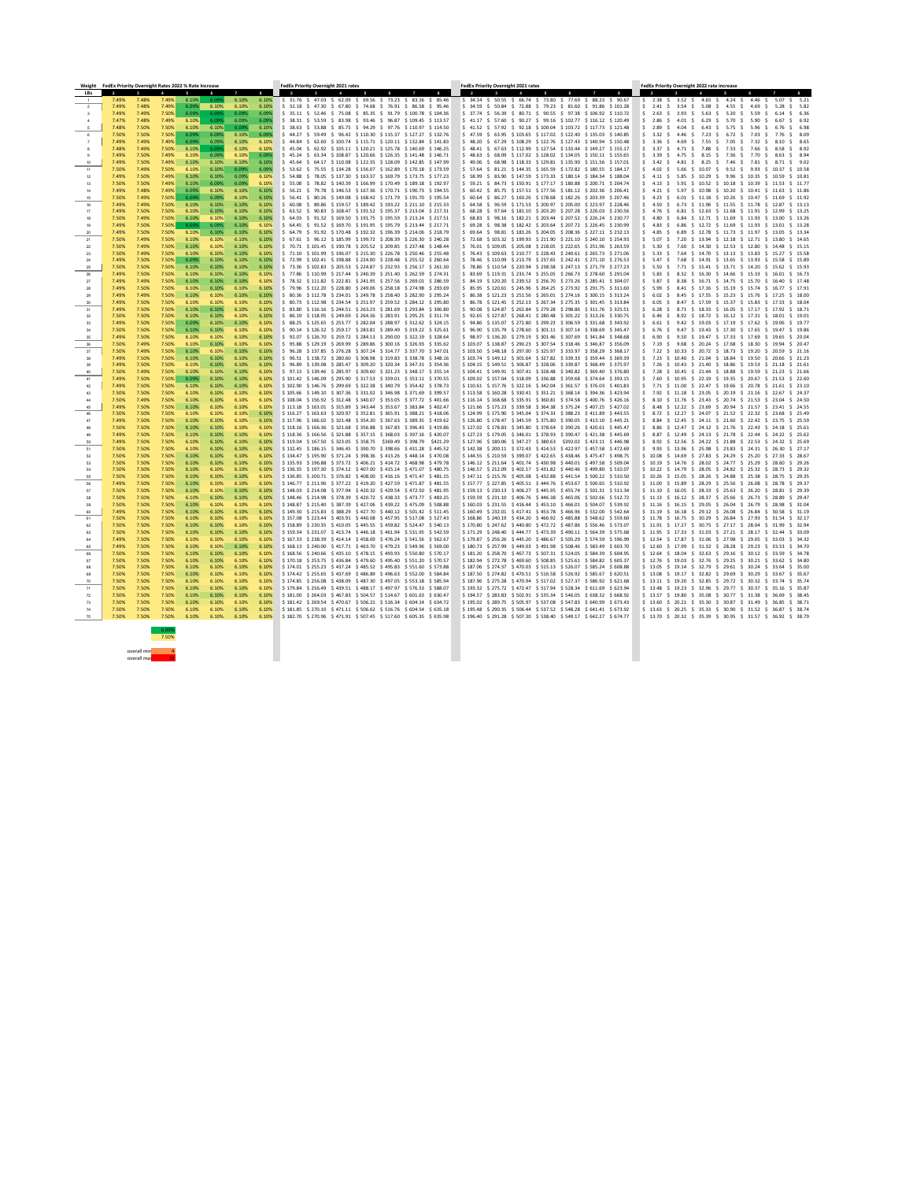| Weight | FedEx Priority Overnight Rates 2022 % Rate Increase | | | | | | | FedEx Priority Overnight 2021 rates | | | | | | | FedEx Priority Overnight 2021 rates | | | | | | | FedEx Priority Overnight 2022 rate increase | | | | | | |
|---|---|---|---|---|---|---|---|---|---|---|---|---|---|---|---|---|---|---|---|---|---|---|---|---|---|---|---|---|
| LBs | 2 | 3 | 4 | 5 | 6 | 7 | 8 | 2 | 3 | 4 | 5 | 6 | 7 | 8 | 2 | 3 | 4 | 5 | 6 | 7 | 8 | 2 | 3 | 4 | 5 | 6 | 7 | 8 |
| 1 | 7.49% | 7.48% | 7.49% | 6.10% | 6.09% | 6.10% | 6.10% | $31.76 | $47.03 | $62.09 | $69.56 | $73.23 | $83.16 | $85.46 | $34.14 | $50.55 | $66.74 | $73.80 | $77.69 | $88.23 | $90.67 | $2.38 | $3.52 | $4.65 | $4.24 | $4.46 | $5.07 | $5.21 |
| 2 | 7.49% | 7.48% | 7.49% | 6.09% | 6.10% | 6.10% | 6.10% | $32.18 | $47.30 | $67.80 | $74.68 | $76.91 | $86.58 | $95.46 | $34.59 | $50.84 | $72.88 | $79.23 | $81.60 | $91.86 | $101.28 | $2.41 | $3.54 | $5.08 | $4.55 | $4.69 | $5.28 | $5.82 |
| 3 | 7.49% | 7.49% | 7.50% | 6.09% | 6.09% | 6.09% | 6.09% | $35.11 | $52.46 | $75.08 | $85.35 | $91.79 | $100.78 | $104.36 | $37.74 | $56.39 | $80.71 | $90.55 | $97.38 | $106.92 | $110.72 | $2.63 | $3.93 | $5.63 | $5.20 | $5.59 | $6.14 | $6.36 |
| 4 | 7.47% | 7.48% | 7.49% | 6.10% | 6.09% | 6.09% | 6.09% | $38.31 | $53.59 | $83.98 | $93.46 | $96.87 | $109.45 | $113.57 | $41.17 | $57.60 | $90.27 | $99.16 | $102.77 | $116.12 | $120.49 | $2.86 | $4.01 | $6.29 | $5.70 | $5.90 | $6.67 | $6.92 |
| 5 | 7.48% | 7.50% | 7.50% | 6.10% | 6.10% | 6.09% | 6.10% | $38.63 | $53.88 | $85.75 | $94.29 | $97.76 | $110.97 | $114.50 | $41.52 | $57.92 | $92.18 | $100.04 | $103.72 | $117.73 | $121.48 | $2.89 | $4.04 | $6.43 | $5.75 | $5.96 | $6.76 | $6.98 |
| 6 | 7.50% | 7.50% | 7.50% | 6.09% | 6.10% | 6.10% | 6.09% | $44.27 | $59.49 | $96.42 | $110.30 | $115.37 | $127.27 | $132.76 | $47.59 | $63.95 | $103.65 | $117.02 | $122.40 | $135.03 | $140.85 | $3.32 | $4.46 | $7.23 | $6.72 | $7.03 | $7.76 | $8.09 |
| 7 | 7.49% | 7.49% | 7.49% | 6.09% | 6.09% | 6.10% | 6.10% | $44.84 | $62.60 | $100.74 | $115.71 | $120.11 | $132.84 | $141.83 | $48.20 | $67.29 | $108.29 | $122.76 | $127.43 | $140.94 | $150.48 | $3.36 | $4.69 | $7.55 | $7.05 | $7.32 | $8.10 | $8.65 |
| 8 | 7.48% | 7.49% | 7.50% | 6.10% | 6.09% | 6.10% | 6.10% | $45.04 | $62.92 | $105.11 | $120.21 | $125.78 | $140.69 | $146.25 | $48.41 | $67.63 | $112.99 | $127.54 | $133.44 | $149.27 | $155.17 | $3.37 | $4.71 | $7.88 | $7.33 | $7.66 | $8.58 | $8.92 |
| 9 | 7.49% | 7.50% | 7.49% | 6.10% | 6.09% | 6.10% | 6.09% | $45.24 | $63.34 | $108.87 | $120.66 | $126.35 | $141.48 | $146.71 | $48.63 | $68.09 | $117.03 | $128.02 | $134.05 | $150.11 | $155.65 | $3.39 | $4.75 | $8.15 | $7.36 | $7.70 | $8.63 | $8.94 |
| 10 | 7.49% | 7.50% | 7.50% | 6.10% | 6.10% | 6.10% | 6.10% | $45.64 | $64.17 | $110.08 | $122.35 | $128.09 | $142.85 | $147.99 | $49.06 | $68.98 | $118.33 | $129.81 | $135.90 | $151.56 | $157.01 | $3.42 | $4.81 | $8.25 | $7.46 | $7.81 | $8.71 | $9.02 |
| 11 | 7.50% | 7.49% | 7.50% | 6.10% | 6.10% | 6.09% | 6.09% | $53.62 | $75.55 | $134.28 | $156.07 | $162.89 | $170.18 | $173.59 | $57.64 | $81.21 | $144.35 | $165.59 | $172.82 | $180.55 | $184.17 | $4.02 | $5.66 | $10.07 | $9.52 | $9.93 | $10.37 | $10.58 |
| 12 | 7.49% | 7.50% | 7.49% | 6.10% | 6.09% | 6.10% | 6.10% | $54.88 | $78.05 | $137.30 | $163.37 | $169.79 | $173.75 | $177.23 | $58.99 | $83.90 | $147.59 | $173.33 | $180.14 | $184.34 | $188.04 | $4.11 | $5.85 | $10.29 | $9.96 | $10.35 | $10.59 | $10.81 |
| 13 | 7.50% | 7.50% | 7.49% | 6.10% | 6.09% | 6.09% | 6.10% | $55.08 | $78.82 | $140.39 | $166.99 | $170.49 | $189.18 | $192.97 | $59.21 | $84.73 | $150.91 | $177.17 | $180.88 | $200.71 | $204.74 | $4.13 | $5.91 | $10.52 | $10.18 | $10.39 | $11.53 | $11.77 |
| 14 | 7.49% | 7.48% | 7.49% | 6.09% | 6.10% | 6.10% | 6.10% | $56.21 | $79.78 | $146.53 | $167.36 | $170.71 | $190.73 | $194.55 | $60.42 | $85.75 | $157.51 | $177.56 | $181.12 | $202.36 | $206.41 | $4.21 | $5.97 | $10.98 | $10.20 | $10.41 | $11.63 | $11.86 |
| 15 | 7.50% | 7.49% | 7.50% | 6.09% | 6.09% | 6.10% | 6.10% | $56.41 | $80.26 | $149.08 | $168.42 | $171.79 | $191.70 | $195.54 | $60.64 | $86.27 | $160.26 | $178.68 | $182.26 | $203.39 | $207.46 | $4.23 | $6.01 | $11.18 | $10.26 | $10.47 | $11.69 | $11.92 |
| 16 | 7.49% | 7.49% | 7.50% | 6.10% | 6.10% | 6.10% | 6.10% | $60.08 | $89.86 | $159.57 | $189.42 | $193.22 | $211.10 | $215.33 | $64.58 | $96.59 | $171.53 | $200.97 | $205.00 | $223.97 | $228.46 | $4.50 | $6.73 | $11.96 | $11.55 | $11.78 | $12.87 | $13.13 |
| 17 | 7.49% | 7.50% | 7.50% | 6.10% | 6.10% | 6.10% | 6.10% | $63.52 | $90.83 | $168.47 | $191.52 | $195.37 | $213.04 | $217.31 | $68.28 | $97.64 | $181.10 | $203.20 | $207.28 | $226.03 | $230.56 | $4.76 | $6.81 | $12.63 | $11.68 | $11.91 | $12.99 | $13.25 |
| 18 | 7.50% | 7.50% | 7.50% | 6.10% | 6.10% | 6.10% | 6.10% | $64.03 | $91.32 | $169.50 | $191.75 | $195.59 | $213.24 | $217.51 | $68.83 | $98.16 | $182.21 | $203.44 | $207.52 | $226.24 | $230.77 | $4.80 | $6.84 | $12.71 | $11.69 | $11.93 | $13.00 | $13.26 |
| 19 | 7.49% | 7.50% | 7.50% | 6.09% | 6.09% | 6.10% | 6.10% | $64.45 | $91.52 | $169.70 | $191.95 | $195.79 | $213.44 | $217.71 | $69.28 | $98.38 | $182.42 | $203.64 | $207.72 | $226.45 | $230.99 | $4.83 | $6.86 | $12.72 | $11.69 | $11.93 | $13.01 | $13.28 |
| 20 | 7.49% | 7.50% | 7.50% | 6.10% | 6.10% | 6.10% | 6.10% | $64.79 | $91.92 | $170.48 | $192.32 | $196.39 | $214.06 | $218.79 | $69.64 | $98.81 | $183.26 | $204.05 | $208.36 | $227.11 | $232.13 | $4.85 | $6.89 | $12.78 | $11.73 | $11.97 | $13.05 | $13.34 |
| 21 | 7.50% | 7.49% | 7.50% | 6.10% | 6.10% | 6.10% | 6.10% | $67.61 | $96.12 | $185.99 | $199.72 | $208.39 | $226.30 | $240.28 | $72.68 | $103.32 | $199.93 | $211.90 | $221.10 | $240.10 | $254.93 | $5.07 | $7.20 | $13.94 | $12.18 | $12.71 | $13.80 | $14.65 |
| 22 | 7.50% | 7.49% | 7.50% | 6.10% | 6.10% | 6.10% | 6.10% | $70.71 | $101.45 | $190.78 | $205.52 | $209.85 | $237.48 | $248.44 | $76.01 | $109.05 | $205.08 | $218.05 | $222.65 | $251.96 | $263.59 | $5.30 | $7.60 | $14.30 | $12.53 | $12.80 | $14.48 | $15.15 |
| 23 | 7.50% | 7.50% | 7.50% | 6.10% | 6.10% | 6.10% | 6.10% | $71.10 | $101.99 | $196.07 | $215.30 | $226.78 | $250.46 | $255.48 | $76.43 | $109.63 | $210.77 | $228.43 | $240.61 | $265.73 | $271.06 | $5.33 | $7.64 | $14.70 | $13.13 | $13.83 | $15.27 | $15.58 |
| 24 | 7.49% | 7.50% | 7.50% | 6.09% | 6.10% | 6.10% | 6.10% | $72.99 | $102.41 | $198.88 | $224.00 | $228.48 | $255.52 | $260.64 | $78.46 | $110.09 | $213.79 | $237.65 | $242.41 | $271.10 | $276.53 | $5.47 | $7.68 | $14.91 | $13.65 | $13.93 | $15.58 | $15.89 |
| 25 | 7.50% | 7.50% | 7.50% | 6.10% | 6.10% | 6.10% | 6.10% | $73.36 | $102.83 | $205.53 | $224.87 | $232.93 | $256.17 | $261.30 | $78.86 | $110.54 | $220.94 | $238.58 | $247.13 | $271.79 | $277.23 | $5.50 | $7.71 | $15.41 | $13.71 | $14.20 | $15.62 | $15.93 |
| 26 | 7.49% | 7.50% | 7.50% | 6.10% | 6.10% | 6.10% | 6.10% | $77.86 | $110.99 | $217.44 | $240.39 | $251.40 | $262.59 | $274.31 | $83.69 | $119.31 | $233.74 | $255.05 | $266.73 | $278.60 | $291.04 | $5.83 | $8.32 | $16.30 | $14.66 | $15.33 | $16.01 | $16.73 |
| 27 | 7.49% | 7.49% | 7.50% | 6.10% | 6.10% | 6.10% | 6.10% | $78.32 | $111.82 | $222.81 | $241.95 | $257.56 | $269.01 | $286.59 | $84.19 | $120.20 | $239.52 | $256.70 | $273.26 | $285.41 | $304.07 | $5.87 | $8.38 | $16.71 | $14.75 | $15.70 | $16.40 | $17.48 |
| 28 | 7.49% | 7.50% | 7.50% | 6.10% | 6.10% | 6.10% | 6.10% | $79.96 | $112.20 | $228.80 | $249.06 | $258.18 | $274.98 | $293.69 | $85.95 | $120.61 | $245.96 | $264.25 | $273.92 | $291.75 | $311.60 | $5.99 | $8.41 | $17.16 | $15.19 | $15.74 | $16.77 | $17.91 |
| 29 | 7.49% | 7.50% | 7.50% | 6.10% | 6.10% | 6.10% | 6.10% | $80.36 | $112.78 | $234.01 | $249.78 | $258.40 | $282.90 | $295.24 | $86.38 | $121.23 | $251.56 | $265.01 | $274.16 | $300.15 | $313.24 | $6.02 | $8.45 | $17.55 | $15.23 | $15.76 | $17.25 | $18.00 |
| 30 | 7.49% | 7.50% | 7.50% | 6.10% | 6.10% | 6.10% | 6.10% | $80.73 | $112.98 | $234.54 | $251.97 | $259.52 | $284.12 | $295.80 | $86.78 | $121.45 | $252.13 | $267.34 | $275.35 | $301.45 | $313.84 | $6.05 | $8.47 | $17.59 | $15.37 | $15.83 | $17.33 | $18.04 |
| 31 | 7.49% | 7.50% | 7.50% | 6.10% | 6.10% | 6.10% | 6.10% | $83.80 | $116.16 | $244.51 | $263.23 | $281.69 | $293.84 | $306.80 | $90.08 | $124.87 | $262.84 | $279.28 | $298.86 | $311.76 | $325.51 | $6.28 | $8.71 | $18.33 | $16.05 | $17.17 | $17.92 | $18.71 |
| 32 | 7.50% | 7.50% | 7.50% | 6.10% | 6.10% | 6.10% | 6.10% | $86.19 | $118.95 | $249.69 | $264.36 | $283.91 | $295.25 | $311.74 | $92.65 | $127.87 | $268.41 | $280.48 | $301.22 | $313.26 | $330.75 | $6.46 | $8.92 | $18.72 | $16.12 | $17.31 | $18.01 | $19.01 |
| 33 | 7.49% | 7.50% | 7.50% | 6.09% | 6.10% | 6.10% | 6.10% | $88.25 | $125.65 | $253.77 | $282.04 | $288.97 | $312.62 | $324.15 | $94.86 | $135.07 | $272.80 | $299.23 | $306.59 | $331.68 | $343.92 | $6.61 | $9.42 | $19.03 | $17.19 | $17.62 | $19.06 | $19.77 |
| 34 | 7.50% | 7.50% | 7.50% | 6.10% | 6.10% | 6.10% | 6.10% | $90.14 | $126.52 | $259.17 | $283.81 | $289.49 | $319.22 | $325.61 | $96.90 | $135.79 | $278.61 | $301.11 | $307.14 | $338.69 | $345.47 | $6.76 | $9.47 | $19.43 | $17.30 | $17.65 | $19.47 | $19.86 |
| 35 | 7.49% | 7.50% | 7.50% | 6.10% | 6.10% | 6.10% | 6.10% | $92.07 | $126.70 | $259.72 | $284.13 | $290.00 | $322.19 | $328.64 | $98.97 | $136.20 | $279.19 | $301.46 | $307.69 | $341.84 | $348.68 | $6.90 | $9.50 | $19.47 | $17.33 | $17.69 | $19.65 | $20.04 |
| 36 | 7.50% | 7.49% | 7.50% | 6.10% | 6.10% | 6.10% | 6.10% | $95.88 | $129.19 | $269.99 | $289.86 | $300.16 | $326.93 | $335.62 | $103.07 | $138.87 | $290.23 | $307.54 | $318.46 | $346.87 | $356.09 | $7.19 | $9.68 | $20.24 | $17.68 | $18.30 | $19.94 | $20.47 |
| 37 | 7.50% | 7.49% | 7.50% | 6.10% | 6.10% | 6.10% | 6.10% | $96.28 | $137.85 | $276.28 | $307.24 | $314.77 | $337.70 | $347.01 | $103.50 | $148.18 | $297.00 | $325.97 | $333.97 | $358.29 | $368.17 | $7.22 | $10.33 | $20.72 | $18.73 | $19.20 | $20.59 | $21.16 |
| 38 | 7.49% | 7.50% | 7.50% | 6.10% | 6.10% | 6.10% | 6.10% | $96.51 | $138.72 | $280.60 | $308.98 | $319.83 | $338.78 | $348.16 | $103.74 | $149.12 | $301.64 | $327.82 | $339.33 | $359.44 | $369.39 | $7.23 | $10.40 | $21.04 | $18.84 | $19.50 | $20.66 | $21.23 |
| 39 | 7.49% | 7.50% | 7.50% | 6.10% | 6.10% | 6.10% | 6.10% | $96.89 | $139.08 | $285.47 | $309.20 | $320.34 | $347.31 | $354.36 | $104.15 | $149.51 | $306.87 | $328.06 | $339.87 | $368.49 | $375.97 | $7.26 | $10.43 | $21.40 | $18.86 | $19.53 | $21.18 | $21.61 |
| 40 | 7.49% | 7.50% | 7.50% | 6.10% | 6.10% | 6.10% | 6.10% | $97.13 | $139.46 | $285.97 | $309.60 | $321.23 | $348.17 | $355.14 | $104.41 | $149.91 | $307.41 | $328.48 | $340.82 | $369.40 | $376.80 | $7.28 | $10.45 | $21.44 | $18.88 | $19.59 | $21.23 | $21.66 |
| 41 | 7.49% | 7.50% | 7.50% | 6.09% | 6.10% | 6.10% | 6.10% | $101.42 | $146.09 | $295.90 | $317.53 | $339.01 | $353.11 | $370.55 | $109.02 | $157.04 | $318.09 | $336.88 | $359.68 | $374.64 | $393.15 | $7.60 | $10.95 | $22.19 | $19.35 | $20.67 | $21.53 | $22.60 |
| 42 | 7.49% | 7.50% | 7.50% | 6.10% | 6.10% | 6.10% | 6.10% | $102.90 | $146.76 | $299.69 | $322.38 | $340.79 | $354.42 | $378.73 | $110.61 | $157.76 | $322.16 | $342.04 | $361.57 | $376.03 | $401.83 | $7.71 | $11.00 | $22.47 | $19.66 | $20.78 | $21.61 | $23.10 |
| 43 | 7.50% | 7.50% | 7.50% | 6.10% | 6.10% | 6.10% | 6.10% | $105.66 | $149.10 | $307.36 | $331.02 | $346.98 | $371.69 | $399.57 | $113.58 | $160.28 | $330.41 | $351.21 | $368.14 | $394.36 | $423.94 | $7.92 | $11.18 | $23.05 | $20.19 | $21.16 | $22.67 | $24.37 |
| 44 | 7.50% | 7.49% | 7.50% | 6.10% | 6.10% | 6.10% | 6.10% | $108.04 | $156.92 | $312.48 | $340.07 | $353.05 | $377.72 | $401.66 | $116.14 | $168.68 | $335.91 | $360.81 | $374.58 | $400.76 | $426.16 | $8.10 | $11.76 | $23.43 | $20.74 | $21.53 | $23.04 | $24.50 |
| 45 | 7.49% | 7.50% | 7.50% | 6.10% | 6.10% | 6.10% | 6.10% | $113.18 | $163.01 | $315.89 | $343.44 | $353.67 | $383.84 | $402.47 | $121.66 | $175.23 | $339.58 | $364.38 | $375.24 | $407.25 | $427.02 | $8.48 | $12.22 | $23.69 | $20.94 | $21.57 | $23.41 | $24.55 |
| 46 | 7.50% | 7.50% | 7.50% | 6.10% | 6.10% | 6.10% | 6.10% | $116.27 | $163.63 | $320.97 | $352.81 | $365.91 | $388.21 | $418.06 | $124.99 | $175.90 | $345.04 | $374.33 | $388.23 | $411.89 | $443.55 | $8.72 | $12.27 | $24.07 | $21.52 | $22.32 | $23.68 | $25.49 |
| 47 | 7.49% | 7.50% | 7.50% | 6.10% | 6.10% | 6.10% | 6.10% | $117.96 | $166.02 | $321.48 | $354.20 | $367.63 | $389.35 | $419.62 | $126.80 | $178.47 | $345.59 | $375.80 | $390.05 | $413.10 | $445.21 | $8.84 | $12.45 | $24.11 | $21.60 | $22.42 | $23.75 | $25.59 |
| 48 | 7.50% | 7.50% | 7.50% | 6.10% | 6.10% | 6.10% | 6.10% | $118.16 | $166.36 | $321.68 | $356.88 | $367.83 | $396.43 | $419.86 | $127.02 | $178.83 | $345.80 | $378.64 | $390.26 | $420.61 | $445.47 | $8.86 | $12.47 | $24.12 | $21.76 | $22.43 | $24.18 | $25.61 |
| 49 | 7.49% | 7.50% | 7.50% | 6.10% | 6.10% | 6.10% | 6.10% | $118.36 | $166.56 | $321.88 | $357.15 | $368.03 | $397.16 | $420.07 | $127.23 | $179.05 | $346.01 | $378.93 | $390.47 | $421.38 | $445.69 | $8.87 | $12.49 | $24.13 | $21.78 | $22.44 | $24.22 | $25.62 |
| 50 | 7.49% | 7.50% | 7.50% | 6.10% | 6.10% | 6.10% | 6.10% | $119.04 | $167.50 | $323.05 | $358.75 | $369.49 | $396.78 | $421.29 | $127.96 | $180.06 | $347.27 | $380.63 | $392.02 | $423.11 | $446.98 | $8.92 | $12.56 | $24.22 | $21.88 | $22.53 | $24.32 | $25.69 |
| 51 | 7.50% | 7.50% | 7.50% | 6.10% | 6.10% | 6.10% | 6.10% | $132.45 | $186.15 | $346.45 | $390.70 | $398.66 | $431.28 | $445.52 | $142.38 | $200.11 | $372.43 | $414.53 | $422.97 | $457.58 | $472.69 | $9.93 | $13.96 | $25.98 | $23.83 | $24.31 | $26.30 | $27.17 |
| 52 | 7.50% | 7.50% | 7.50% | 6.10% | 6.10% | 6.10% | 6.10% | $134.47 | $195.90 | $371.24 | $398.36 | $413.26 | $448.14 | $470.08 | $144.55 | $210.59 | $399.07 | $422.65 | $438.46 | $475.47 | $498.75 | $10.08 | $14.69 | $27.83 | $24.29 | $25.20 | $27.33 | $28.67 |
| 53 | 7.50% | 7.50% | 7.50% | 6.10% | 6.10% | 6.10% | 6.10% | $135.93 | $196.88 | $373.72 | $406.21 | $414.72 | $468.98 | $479.78 | $146.12 | $211.64 | $401.74 | $430.98 | $440.01 | $497.58 | $509.04 | $10.19 | $14.76 | $28.02 | $24.77 | $25.29 | $28.60 | $29.26 |
| 54 | 7.50% | 7.50% | 7.50% | 6.10% | 6.10% | 6.10% | 6.10% | $136.35 | $197.30 | $374.12 | $407.00 | $415.14 | $471.07 | $480.75 | $146.57 | $212.09 | $402.17 | $431.82 | $440.46 | $499.80 | $510.07 | $10.22 | $14.79 | $28.05 | $24.82 | $25.32 | $28.73 | $29.32 |
| 55 | 7.50% | 7.50% | 7.50% | 6.10% | 6.10% | 6.10% | 6.10% | $136.85 | $200.71 | $376.82 | $408.00 | $416.16 | $471.47 | $481.15 | $147.11 | $215.76 | $405.08 | $432.88 | $441.54 | $500.22 | $510.50 | $10.26 | $15.05 | $28.26 | $24.88 | $25.38 | $28.75 | $29.35 |
| 56 | 7.49% | 7.50% | 7.50% | 6.10% | 6.10% | 6.10% | 6.10% | $146.77 | $211.96 | $377.22 | $419.20 | $427.59 | $471.87 | $481.55 | $157.77 | $227.85 | $405.51 | $444.76 | $453.67 | $500.65 | $510.92 | $11.00 | $15.89 | $28.29 | $25.56 | $26.08 | $28.78 | $29.37 |
| 57 | 7.50% | 7.50% | 7.50% | 6.10% | 6.10% | 6.10% | 6.10% | $148.03 | $214.08 | $377.94 | $420.32 | $429.54 | $472.50 | $481.95 | $159.13 | $230.13 | $406.27 | $445.95 | $455.74 | $501.31 | $511.34 | $11.10 | $16.05 | $28.33 | $25.63 | $26.20 | $28.81 | $29.39 |
| 58 | 7.50% | 7.50% | 7.50% | 6.10% | 6.10% | 6.10% | 6.10% | $148.46 | $214.98 | $378.39 | $420.72 | $438.33 | $473.77 | $483.25 | $159.59 | $231.10 | $406.76 | $446.38 | $465.06 | $502.66 | $512.72 | $11.13 | $16.12 | $28.37 | $25.66 | $26.73 | $28.89 | $29.47 |
| 59 | 7.50% | 7.50% | 7.50% | 6.10% | 6.10% | 6.10% | 6.10% | $148.87 | $215.40 | $387.39 | $427.06 | $439.22 | $475.39 | $508.88 | $160.03 | $231.55 | $416.44 | $453.10 | $466.01 | $504.37 | $539.92 | $11.16 | $16.15 | $29.05 | $26.04 | $26.79 | $28.98 | $31.04 |
| 60 | 7.49% | 7.50% | 7.50% | 6.10% | 6.10% | 6.10% | 6.10% | $149.30 | $215.83 | $388.29 | $427.70 | $440.12 | $501.42 | $511.45 | $160.49 | $232.01 | $417.41 | $453.78 | $466.96 | $532.00 | $542.64 | $11.19 | $16.18 | $29.12 | $26.08 | $26.84 | $30.58 | $31.19 |
| 61 | 7.50% | 7.50% | 7.50% | 6.10% | 6.10% | 6.10% | 6.10% | $157.08 | $223.44 | $403.91 | $440.08 | $457.95 | $517.08 | $527.43 | $168.86 | $240.19 | $434.20 | $466.92 | $485.88 | $548.62 | $559.60 | $11.78 | $16.75 | $30.29 | $26.84 | $27.93 | $31.54 | $32.17 |
| 62 | 7.50% | 7.50% | 7.50% | 6.10% | 6.10% | 6.10% | 6.10% | $158.89 | $230.35 | $410.05 | $445.55 | $459.82 | $524.47 | $540.13 | $170.80 | $247.62 | $440.80 | $472.72 | $487.86 | $556.46 | $573.07 | $11.91 | $17.27 | $30.75 | $27.17 | $28.04 | $31.99 | $32.94 |
| 63 | 7.50% | 7.50% | 7.50% | 6.10% | 6.10% | 6.10% | 6.10% | $159.34 | $231.07 | $413.74 | $446.18 | $461.94 | $531.05 | $542.59 | $171.29 | $248.40 | $444.77 | $473.39 | $490.11 | $563.45 | $575.68 | $11.95 | $17.33 | $31.03 | $27.21 | $28.17 | $32.40 | $33.09 |
| 64 | 7.49% | 7.50% | 7.50% | 6.10% | 6.10% | 6.10% | 6.10% | $167.33 | $238.39 | $414.14 | $458.69 | $476.24 | $541.56 | $562.67 | $179.87 | $256.26 | $445.20 | $486.67 | $505.29 | $574.59 | $596.99 | $12.54 | $17.87 | $31.06 | $27.98 | $29.05 | $33.03 | $34.32 |
| 65 | 7.49% | 7.50% | 7.50% | 6.10% | 6.10% | 6.10% | 6.10% | $168.13 | $240.00 | $417.71 | $463.70 | $479.23 | $549.96 | $569.00 | $180.73 | $257.99 | $449.03 | $491.98 | $508.46 | $583.49 | $603.70 | $12.60 | $17.99 | $31.32 | $28.28 | $29.23 | $33.53 | $34.70 |
| 66 | 7.50% | 7.50% | 7.50% | 6.10% | 6.10% | 6.10% | 6.10% | $168.56 | $240.66 | $435.10 | $478.15 | $493.93 | $550.80 | $570.17 | $181.20 | $258.70 | $467.73 | $507.31 | $524.05 | $584.39 | $604.95 | $12.64 | $18.04 | $32.63 | $29.16 | $30.12 | $33.59 | $34.78 |
| 67 | 7.50% | 7.50% | 7.50% | 6.10% | 6.10% | 6.10% | 6.10% | $170.18 | $253.75 | $436.84 | $479.65 | $495.40 | $551.20 | $570.57 | $182.94 | $272.78 | $469.60 | $508.90 | $525.61 | $584.82 | $605.37 | $12.76 | $19.03 | $32.76 | $29.25 | $30.21 | $33.62 | $34.80 |
| 68 | 7.50% | 7.50% | 7.50% | 6.10% | 6.10% | 6.10% | 6.10% | $174.01 | $255.23 | $437.24 | $485.52 | $495.83 | $551.60 | $573.88 | $187.06 | $274.37 | $470.03 | $515.13 | $526.07 | $585.24 | $608.88 | $13.05 | $19.14 | $32.79 | $29.61 | $30.24 | $33.64 | $35.00 |
| 69 | 7.50% | 7.50% | 7.50% | 6.10% | 6.10% | 6.10% | 6.10% | $174.42 | $255.55 | $437.69 | $486.89 | $496.66 | $552.00 | $584.84 | $187.50 | $274.72 | $470.51 | $516.58 | $526.95 | $585.67 | $620.51 | $13.08 | $19.17 | $32.82 | $29.69 | $30.29 | $33.67 | $35.67 |
| 70 | 7.50% | 7.50% | 7.50% | 6.10% | 6.10% | 6.10% | 6.10% | $174.85 | $256.08 | $438.09 | $487.30 | $497.05 | $553.18 | $585.94 | $187.96 | $275.28 | $470.94 | $517.03 | $527.37 | $586.92 | $621.68 | $13.11 | $19.20 | $32.85 | $29.72 | $30.32 | $33.74 | $35.74 |
| 71 | 7.50% | 7.50% | 7.50% | 6.10% | 6.10% | 6.10% | 6.10% | $179.84 | $256.49 | $439.51 | $488.17 | $497.97 | $576.53 | $588.07 | $193.32 | $275.72 | $472.47 | $517.94 | $528.34 | $611.69 | $623.94 | $13.48 | $19.23 | $32.96 | $29.77 | $30.37 | $35.16 | $35.87 |
| 72 | 7.50% | 7.50% | 7.50% | 6.10% | 6.10% | 6.10% | 6.10% | $181.00 | $264.03 | $467.83 | $504.57 | $514.67 | $601.63 | $630.47 | $194.57 | $283.83 | $502.91 | $535.34 | $546.05 | $638.32 | $668.92 | $13.57 | $19.80 | $35.08 | $30.77 | $31.38 | $36.69 | $38.45 |
| 73 | 7.50% | 7.50% | 7.50% | 6.10% | 6.10% | 6.10% | 6.10% | $181.42 | $269.54 | $470.67 | $506.21 | $516.34 | $604.14 | $634.72 | $195.02 | $289.75 | $505.97 | $537.08 | $547.83 | $640.99 | $673.43 | $13.60 | $20.21 | $35.30 | $30.87 | $31.49 | $36.85 | $38.71 |
| 74 | 7.50% | 7.50% | 7.50% | 6.10% | 6.10% | 6.10% | 6.10% | $181.85 | $270.10 | $471.11 | $506.62 | $516.76 | $604.54 | $635.18 | $195.48 | $290.35 | $506.44 | $537.52 | $548.28 | $641.41 | $673.92 | $13.63 | $20.25 | $35.33 | $30.90 | $31.52 | $36.87 | $38.74 |
| 75 | 7.50% | 7.50% | 7.50% | 6.10% | 6.10% | 6.10% | 6.10% | $182.70 | $270.96 | $471.99 | $507.45 | $517.60 | $605.35 | $635.98 | $196.40 | $291.28 | $507.30 | $538.40 | $549.17 | $642.27 | $674.77 | $13.70 | $20.32 | $35.39 | $30.95 | $31.57 | $36.92 | $38.79 |

| | |
|---|---|
| | 6.09% |
| | 7.50% |
| overall min | 4 |
| overall max | 36 |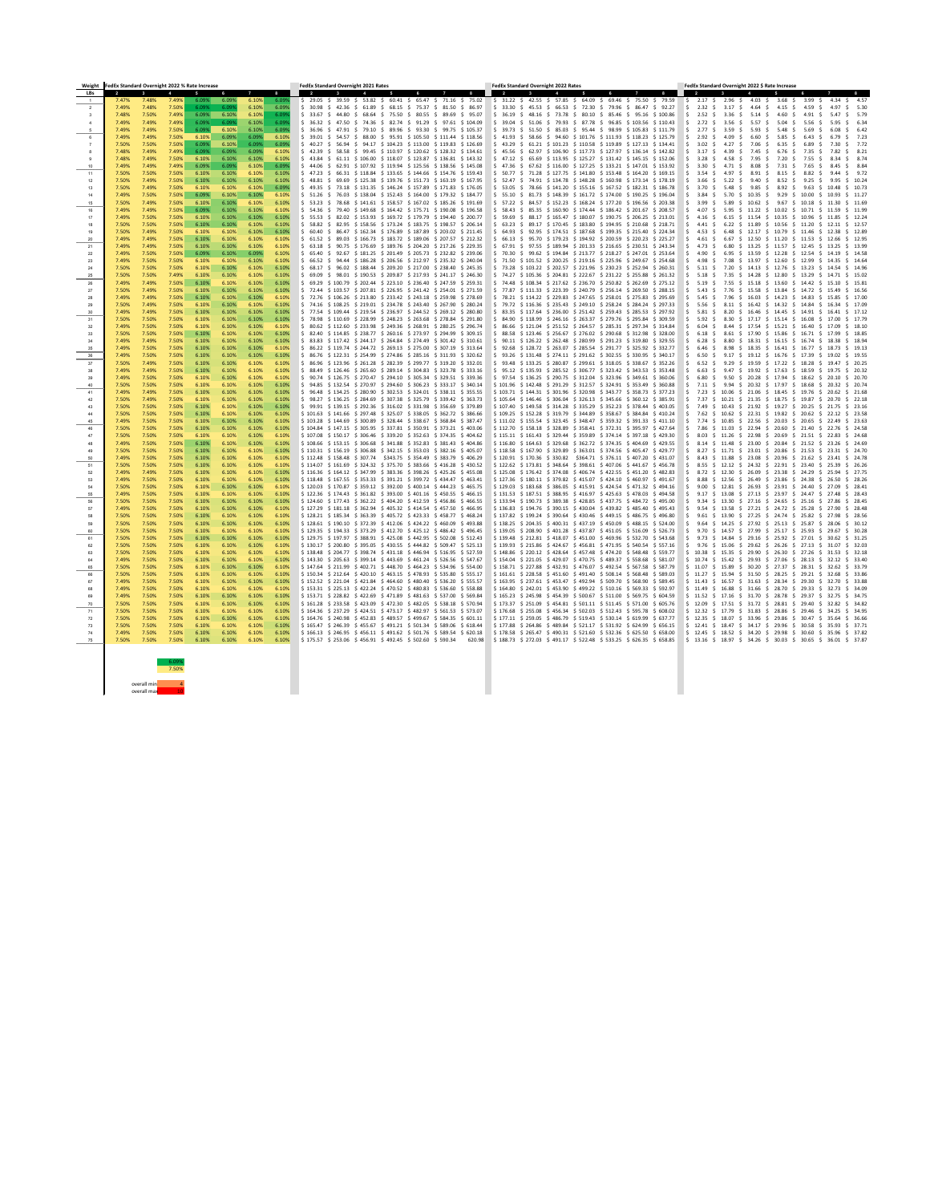| Weight | FedEx Standard Overnight 2022 % Rate Increase | | | | | | | FedEx Standard Overnight 2021 Rates | | | | | | | FedEx Standard Overnight 2022 Rates | | | | | | | FedEx Standard Overnight 2022 $ Rate Increase | | | | | | |
|---|---|---|---|---|---|---|---|---|---|---|---|---|---|---|---|---|---|---|---|---|---|---|---|---|---|---|---|---|
| LBs | 2 | 3 | 4 | 5 | 6 | 7 | 8 | 2 | 3 | 4 | 5 | 6 | 7 | 8 | 2 | 3 | 4 | 5 | 6 | 7 | 8 | 2 | 3 | 4 | 5 | 6 | 7 | 8 |
| 1 | 7.47% | 7.48% | 7.49% | 6.09% | 6.09% | 6.10% | 6.09% | 29.05 | 39.59 | 53.82 | 60.41 | 65.47 | 71.16 | 75.02 | 31.22 | 42.55 | 57.85 | 64.09 | 69.46 | 75.50 | 79.59 | 2.17 | 2.96 | 4.03 | 3.68 | 3.99 | 4.34 | 4.57 |
| 2 | 7.49% | 7.48% | 7.50% | 6.09% | 6.09% | 6.10% | 6.09% | 30.98 | 42.36 | 61.89 | 68.15 | 75.37 | 81.50 | 86.97 | 33.30 | 45.53 | 66.53 | 72.30 | 79.96 | 86.47 | 92.27 | 2.32 | 3.17 | 4.64 | 4.15 | 4.59 | 4.97 | 5.30 |
| 3 | 7.48% | 7.50% | 7.49% | 6.09% | 6.10% | 6.10% | 6.10% | 33.67 | 44.80 | 68.64 | 75.50 | 80.55 | 89.69 | 95.07 | 36.19 | 48.16 | 73.78 | 80.10 | 85.46 | 95.16 | 100.86 | 2.52 | 3.36 | 5.14 | 4.60 | 4.91 | 5.47 | 5.79 |
| 4 | 7.49% | 7.49% | 7.49% | 6.09% | 6.09% | 6.10% | 6.09% | 36.32 | 47.50 | 74.36 | 82.74 | 91.29 | 97.61 | 104.09 | 39.04 | 51.06 | 79.93 | 87.78 | 96.85 | 103.56 | 110.43 | 2.72 | 3.56 | 5.57 | 5.04 | 5.56 | 5.95 | 6.34 |
| 5 | 7.49% | 7.49% | 7.50% | 6.09% | 6.10% | 6.10% | 6.09% | 36.96 | 47.91 | 79.10 | 89.96 | 93.30 | 99.75 | 105.37 | 39.73 | 51.50 | 85.03 | 95.44 | 98.99 | 105.83 | 111.79 | 2.77 | 3.59 | 5.93 | 5.48 | 5.69 | 6.08 | 6.42 |
| 6 | 7.49% | 7.49% | 7.50% | 6.10% | 6.09% | 6.09% | 6.10% | 39.01 | 54.57 | 88.00 | 95.91 | 105.50 | 111.44 | 118.56 | 41.93 | 58.66 | 94.60 | 101.76 | 111.93 | 118.23 | 125.79 | 2.92 | 4.09 | 6.60 | 5.85 | 6.43 | 6.79 | 7.23 |
| 7 | 7.50% | 7.50% | 7.50% | 6.09% | 6.10% | 6.09% | 6.09% | 40.27 | 56.94 | 94.17 | 104.23 | 113.00 | 119.83 | 126.69 | 43.29 | 61.21 | 101.23 | 110.58 | 119.89 | 127.13 | 134.41 | 3.02 | 4.27 | 7.06 | 6.35 | 6.89 | 7.30 | 7.72 |
| 8 | 7.48% | 7.49% | 7.49% | 6.09% | 6.09% | 6.09% | 6.10% | 42.39 | 58.58 | 99.45 | 110.97 | 120.62 | 128.32 | 134.61 | 45.56 | 62.97 | 106.90 | 117.73 | 127.97 | 136.14 | 142.82 | 3.17 | 4.39 | 7.45 | 6.76 | 7.35 | 7.82 | 8.21 |
| 9 | 7.48% | 7.49% | 7.50% | 6.10% | 6.10% | 6.10% | 6.10% | 43.84 | 61.11 | 106.00 | 118.07 | 123.87 | 136.81 | 143.32 | 47.12 | 65.69 | 113.95 | 125.27 | 131.42 | 145.15 | 152.06 | 3.28 | 4.58 | 7.95 | 7.20 | 7.55 | 8.34 | 8.74 |
| 10 | 7.49% | 7.49% | 7.49% | 6.09% | 6.09% | 6.10% | 6.09% | 44.06 | 62.91 | 107.92 | 119.94 | 125.56 | 138.56 | 145.08 | 47.36 | 67.62 | 116.00 | 127.25 | 133.21 | 147.01 | 153.92 | 3.30 | 4.71 | 8.08 | 7.31 | 7.65 | 8.45 | 8.84 |
| 11 | 7.50% | 7.50% | 7.50% | 6.10% | 6.10% | 6.10% | 6.10% | 47.23 | 66.31 | 118.84 | 133.65 | 144.66 | 154.76 | 159.43 | 50.77 | 71.28 | 127.75 | 141.80 | 153.48 | 164.20 | 169.15 | 3.54 | 4.97 | 8.91 | 8.15 | 8.82 | 9.44 | 9.72 |
| 12 | 7.50% | 7.49% | 7.50% | 6.10% | 6.10% | 6.10% | 6.10% | 48.81 | 69.69 | 125.38 | 139.76 | 151.73 | 163.19 | 167.95 | 52.47 | 74.91 | 134.78 | 148.28 | 160.98 | 173.14 | 178.19 | 3.66 | 5.22 | 9.40 | 8.52 | 9.25 | 9.95 | 10.24 |
| 13 | 7.50% | 7.49% | 7.50% | 6.10% | 6.10% | 6.10% | 6.09% | 49.35 | 73.18 | 131.35 | 146.24 | 157.89 | 171.83 | 176.05 | 53.05 | 78.66 | 141.20 | 155.16 | 167.52 | 182.31 | 186.78 | 3.70 | 5.48 | 9.85 | 8.92 | 9.63 | 10.48 | 10.73 |
| 14 | 7.49% | 7.50% | 7.50% | 6.09% | 6.10% | 6.10% | 6.10% | 51.26 | 76.03 | 138.04 | 152.43 | 164.00 | 179.32 | 184.77 | 55.10 | 81.73 | 148.39 | 161.72 | 174.00 | 190.25 | 196.04 | 3.84 | 5.70 | 10.35 | 9.29 | 10.00 | 10.93 | 11.27 |
| 15 | 7.50% | 7.49% | 7.50% | 6.10% | 6.10% | 6.10% | 6.10% | 53.23 | 78.68 | 141.61 | 158.57 | 167.02 | 185.26 | 191.69 | 57.22 | 84.57 | 152.23 | 168.24 | 177.20 | 196.56 | 203.38 | 3.99 | 5.89 | 10.62 | 9.67 | 10.18 | 11.30 | 11.69 |
| 16 | 7.49% | 7.49% | 7.50% | 6.09% | 6.10% | 6.10% | 6.10% | 54.36 | 79.40 | 149.68 | 164.42 | 175.71 | 190.08 | 196.58 | 58.43 | 85.35 | 160.90 | 174.44 | 186.42 | 201.67 | 208.57 | 4.07 | 5.95 | 11.22 | 10.02 | 10.71 | 11.59 | 11.99 |
| 17 | 7.49% | 7.50% | 7.50% | 6.10% | 6.10% | 6.10% | 6.10% | 55.53 | 82.02 | 153.93 | 169.72 | 179.79 | 194.40 | 200.77 | 59.69 | 88.17 | 165.47 | 180.07 | 190.75 | 206.25 | 213.01 | 4.16 | 6.15 | 11.54 | 10.35 | 10.96 | 11.85 | 12.24 |
| 18 | 7.50% | 7.50% | 7.50% | 6.10% | 6.10% | 6.10% | 6.10% | 58.82 | 82.95 | 158.56 | 173.24 | 183.75 | 198.57 | 206.14 | 63.23 | 89.17 | 170.45 | 183.80 | 194.95 | 210.68 | 218.71 | 4.41 | 6.22 | 11.89 | 10.56 | 11.20 | 12.11 | 12.57 |
| 19 | 7.50% | 7.49% | 7.50% | 6.10% | 6.10% | 6.10% | 6.10% | 60.40 | 86.47 | 162.34 | 176.89 | 187.89 | 203.02 | 211.45 | 64.93 | 92.95 | 174.51 | 187.68 | 199.35 | 215.40 | 224.34 | 4.53 | 6.48 | 12.17 | 10.79 | 11.46 | 12.38 | 12.89 |
| 20 | 7.49% | 7.49% | 7.50% | 6.10% | 6.10% | 6.10% | 6.10% | 61.52 | 89.03 | 166.73 | 183.72 | 189.06 | 207.57 | 212.32 | 66.13 | 95.70 | 179.23 | 194.92 | 200.59 | 220.23 | 225.27 | 4.61 | 6.67 | 12.50 | 11.20 | 11.53 | 12.66 | 12.95 |
| 21 | 7.49% | 7.50% | 7.50% | 6.10% | 6.10% | 6.10% | 6.10% | 63.18 | 90.75 | 176.69 | 189.76 | 204.20 | 217.26 | 229.35 | 67.91 | 97.55 | 189.94 | 201.33 | 216.65 | 230.51 | 243.34 | 4.73 | 6.80 | 13.25 | 11.57 | 12.45 | 13.25 | 13.99 |
| 22 | 7.49% | 7.50% | 7.50% | 6.09% | 6.10% | 6.10% | 6.09% | 65.40 | 92.67 | 181.25 | 201.49 | 205.73 | 232.82 | 239.06 | 70.30 | 99.62 | 194.84 | 213.77 | 218.27 | 247.01 | 253.64 | 4.90 | 6.95 | 13.59 | 12.28 | 12.54 | 14.19 | 14.58 |
| 23 | 7.49% | 7.50% | 7.50% | 6.10% | 6.10% | 6.10% | 6.10% | 66.52 | 94.44 | 186.28 | 206.56 | 212.97 | 235.32 | 240.04 | 71.50 | 101.52 | 200.25 | 219.16 | 225.96 | 249.67 | 254.68 | 4.98 | 7.08 | 13.97 | 12.60 | 12.99 | 14.35 | 14.64 |
| 24 | 7.50% | 7.50% | 7.50% | 6.10% | 6.10% | 6.10% | 6.10% | 68.17 | 96.02 | 188.44 | 209.20 | 217.00 | 238.40 | 245.35 | 73.28 | 103.22 | 202.57 | 221.96 | 230.23 | 252.94 | 260.31 | 5.11 | 7.20 | 14.13 | 12.76 | 13.23 | 14.54 | 14.96 |
| 25 | 7.50% | 7.50% | 7.49% | 6.10% | 6.10% | 6.10% | 6.10% | 69.09 | 98.01 | 190.53 | 209.87 | 217.93 | 241.17 | 246.30 | 74.27 | 105.36 | 204.81 | 222.67 | 231.22 | 255.88 | 261.32 | 5.18 | 7.35 | 14.28 | 12.80 | 13.29 | 14.71 | 15.02 |
| 26 | 7.49% | 7.49% | 7.50% | 6.10% | 6.10% | 6.10% | 6.10% | 69.29 | 100.79 | 202.44 | 223.10 | 236.40 | 247.59 | 259.31 | 74.48 | 108.34 | 217.62 | 236.70 | 250.82 | 262.69 | 275.12 | 5.19 | 7.55 | 15.18 | 13.60 | 14.42 | 15.10 | 15.81 |
| 27 | 7.50% | 7.49% | 7.50% | 6.10% | 6.10% | 6.10% | 6.10% | 72.44 | 103.57 | 207.81 | 226.95 | 241.42 | 254.01 | 271.59 | 77.87 | 111.33 | 223.39 | 240.79 | 256.14 | 269.50 | 288.15 | 5.43 | 7.76 | 15.58 | 13.84 | 14.72 | 15.49 | 16.56 |
| 28 | 7.49% | 7.49% | 7.50% | 6.10% | 6.10% | 6.10% | 6.10% | 72.76 | 106.26 | 213.80 | 233.42 | 243.18 | 259.98 | 278.69 | 78.21 | 114.22 | 229.83 | 247.65 | 258.01 | 275.83 | 295.69 | 5.45 | 7.96 | 16.03 | 14.23 | 14.83 | 15.85 | 17.00 |
| 29 | 7.50% | 7.49% | 7.50% | 6.10% | 6.10% | 6.10% | 6.10% | 74.16 | 108.25 | 219.01 | 234.78 | 243.40 | 267.90 | 280.24 | 79.72 | 116.36 | 235.43 | 249.10 | 258.24 | 284.24 | 297.33 | 5.56 | 8.11 | 16.42 | 14.32 | 14.84 | 16.34 | 17.09 |
| 30 | 7.49% | 7.49% | 7.50% | 6.10% | 6.10% | 6.10% | 6.10% | 77.54 | 109.44 | 219.54 | 236.97 | 244.52 | 269.12 | 280.80 | 83.35 | 117.64 | 236.00 | 251.42 | 259.43 | 285.53 | 297.92 | 5.81 | 8.20 | 16.46 | 14.45 | 14.91 | 16.41 | 17.12 |
| 31 | 7.50% | 7.50% | 7.50% | 6.10% | 6.10% | 6.10% | 6.10% | 78.98 | 110.69 | 228.99 | 248.23 | 263.68 | 278.84 | 291.80 | 84.90 | 118.99 | 246.16 | 263.37 | 279.76 | 295.85 | 309.59 | 5.92 | 8.30 | 17.17 | 15.14 | 16.08 | 17.00 | 17.79 |
| 32 | 7.49% | 7.50% | 7.50% | 6.10% | 6.10% | 6.10% | 6.10% | 80.62 | 112.60 | 233.98 | 249.36 | 268.91 | 280.25 | 296.74 | 86.66 | 121.04 | 251.52 | 264.57 | 285.31 | 297.34 | 314.84 | 6.04 | 8.44 | 17.54 | 15.21 | 16.40 | 17.09 | 18.10 |
| 33 | 7.50% | 7.50% | 7.50% | 6.10% | 6.10% | 6.10% | 6.10% | 82.40 | 114.85 | 238.77 | 260.16 | 273.97 | 294.99 | 309.15 | 88.58 | 123.46 | 256.67 | 276.02 | 290.68 | 312.98 | 328.00 | 6.18 | 8.61 | 17.90 | 15.86 | 16.71 | 17.99 | 18.85 |
| 34 | 7.49% | 7.49% | 7.50% | 6.10% | 6.10% | 6.10% | 6.10% | 83.83 | 117.42 | 244.17 | 264.84 | 274.49 | 301.42 | 310.61 | 90.11 | 126.22 | 262.48 | 280.99 | 291.23 | 319.80 | 329.55 | 6.28 | 8.80 | 18.31 | 16.15 | 16.74 | 18.38 | 18.94 |
| 35 | 7.49% | 7.50% | 7.50% | 6.10% | 6.10% | 6.10% | 6.10% | 86.22 | 119.74 | 244.72 | 269.13 | 275.00 | 307.19 | 313.64 | 92.68 | 128.72 | 263.07 | 285.54 | 291.77 | 325.92 | 332.77 | 6.46 | 8.98 | 18.35 | 16.41 | 16.77 | 18.73 | 19.13 |
| 36 | 7.49% | 7.50% | 7.50% | 6.10% | 6.10% | 6.10% | 6.10% | 86.76 | 122.31 | 254.99 | 274.86 | 285.16 | 311.93 | 320.62 | 93.26 | 131.48 | 274.11 | 291.62 | 302.55 | 330.95 | 340.17 | 6.50 | 9.17 | 19.12 | 16.76 | 17.39 | 19.02 | 19.55 |
| 37 | 7.50% | 7.49% | 7.50% | 6.10% | 6.10% | 6.10% | 6.10% | 86.96 | 123.96 | 261.28 | 282.39 | 299.77 | 319.20 | 332.01 | 93.48 | 133.25 | 280.87 | 299.61 | 318.05 | 338.67 | 352.26 | 6.52 | 9.29 | 19.59 | 17.22 | 18.28 | 19.47 | 20.25 |
| 38 | 7.49% | 7.49% | 7.50% | 6.10% | 6.10% | 6.10% | 6.10% | 88.49 | 126.46 | 265.60 | 289.14 | 304.83 | 323.78 | 333.16 | 95.12 | 135.93 | 285.52 | 306.77 | 323.42 | 343.53 | 353.48 | 6.63 | 9.47 | 19.92 | 17.63 | 18.59 | 19.75 | 20.32 |
| 39 | 7.49% | 7.50% | 7.50% | 6.10% | 6.10% | 6.10% | 6.10% | 90.74 | 126.75 | 270.47 | 294.10 | 305.34 | 329.51 | 339.36 | 97.54 | 136.25 | 290.75 | 312.04 | 323.96 | 349.61 | 360.06 | 6.80 | 9.50 | 20.28 | 17.94 | 18.62 | 20.10 | 20.70 |
| 40 | 7.50% | 7.50% | 7.50% | 6.10% | 6.10% | 6.10% | 6.10% | 94.85 | 132.54 | 270.97 | 294.60 | 306.23 | 333.17 | 340.14 | 101.96 | 142.48 | 291.29 | 312.57 | 324.91 | 353.49 | 360.88 | 7.11 | 9.94 | 20.32 | 17.97 | 18.68 | 20.32 | 20.74 |
| 41 | 7.49% | 7.49% | 7.50% | 6.10% | 6.10% | 6.10% | 6.10% | 96.48 | 134.25 | 280.90 | 302.53 | 324.01 | 338.11 | 355.55 | 103.71 | 144.31 | 301.96 | 320.98 | 343.77 | 358.73 | 377.23 | 7.23 | 10.06 | 21.06 | 18.45 | 19.76 | 20.62 | 21.68 |
| 42 | 7.49% | 7.50% | 7.50% | 6.10% | 6.10% | 6.10% | 6.10% | 98.27 | 136.25 | 284.69 | 307.38 | 325.79 | 339.42 | 363.73 | 105.64 | 146.46 | 306.04 | 326.13 | 345.66 | 360.12 | 385.91 | 7.37 | 10.21 | 21.35 | 18.75 | 19.87 | 20.70 | 22.18 |
| 43 | 7.50% | 7.50% | 7.50% | 6.10% | 6.10% | 6.10% | 6.10% | 99.91 | 139.15 | 292.36 | 316.02 | 331.98 | 356.69 | 379.89 | 107.40 | 149.58 | 314.28 | 335.29 | 352.23 | 378.44 | 403.05 | 7.49 | 10.43 | 21.92 | 19.27 | 20.25 | 21.75 | 23.16 |
| 44 | 7.50% | 7.50% | 7.50% | 6.10% | 6.10% | 6.10% | 6.10% | 101.63 | 141.66 | 297.48 | 325.07 | 338.05 | 362.72 | 386.66 | 109.25 | 152.28 | 319.79 | 344.89 | 358.67 | 384.84 | 410.24 | 7.62 | 10.62 | 22.31 | 19.82 | 20.62 | 22.12 | 23.58 |
| 45 | 7.49% | 7.50% | 7.50% | 6.10% | 6.10% | 6.10% | 6.10% | 103.28 | 144.69 | 300.89 | 328.44 | 338.67 | 368.84 | 387.47 | 111.02 | 155.54 | 323.45 | 348.47 | 359.32 | 391.33 | 411.10 | 7.74 | 10.85 | 22.56 | 20.03 | 20.65 | 22.49 | 23.63 |
| 46 | 7.50% | 7.50% | 7.50% | 6.10% | 6.10% | 6.10% | 6.10% | 104.84 | 147.15 | 305.95 | 337.81 | 350.91 | 373.21 | 403.06 | 112.70 | 158.18 | 328.89 | 358.41 | 372.31 | 395.97 | 427.64 | 7.86 | 11.03 | 22.94 | 20.60 | 21.40 | 22.76 | 24.58 |
| 47 | 7.50% | 7.50% | 7.50% | 6.10% | 6.10% | 6.10% | 6.10% | 107.08 | 150.17 | 306.46 | 339.20 | 352.63 | 374.35 | 404.62 | 115.11 | 161.43 | 329.44 | 359.89 | 374.14 | 397.18 | 429.30 | 8.03 | 11.26 | 22.98 | 20.69 | 21.51 | 22.83 | 24.68 |
| 48 | 7.49% | 7.50% | 7.50% | 6.10% | 6.10% | 6.10% | 6.10% | 108.66 | 153.15 | 306.68 | 341.88 | 352.83 | 381.43 | 404.86 | 116.80 | 164.63 | 329.68 | 362.72 | 374.35 | 404.69 | 429.55 | 8.14 | 11.48 | 23.00 | 20.84 | 21.52 | 23.26 | 24.69 |
| 49 | 7.50% | 7.50% | 7.50% | 6.10% | 6.10% | 6.10% | 6.10% | 110.31 | 156.19 | 306.88 | 342.15 | 353.03 | 382.16 | 405.07 | 118.58 | 167.90 | 329.89 | 363.01 | 374.56 | 405.47 | 429.77 | 8.27 | 11.71 | 23.01 | 20.86 | 21.53 | 23.31 | 24.70 |
| 50 | 7.49% | 7.50% | 7.50% | 6.10% | 6.10% | 6.10% | 6.10% | 112.48 | 158.48 | 307.74 | 343.75 | 354.49 | 383.79 | 406.29 | 120.91 | 170.36 | 330.82 | 364.71 | 376.11 | 407.20 | 431.07 | 8.43 | 11.88 | 23.08 | 20.96 | 21.62 | 23.41 | 24.78 |
| 51 | 7.50% | 7.50% | 7.50% | 6.10% | 6.10% | 6.10% | 6.10% | 114.07 | 161.69 | 324.32 | 375.70 | 383.66 | 416.28 | 430.52 | 122.62 | 173.81 | 348.64 | 398.61 | 407.06 | 441.67 | 456.78 | 8.55 | 12.12 | 24.32 | 22.91 | 23.40 | 25.39 | 26.26 |
| 52 | 7.49% | 7.50% | 7.50% | 6.10% | 6.10% | 6.10% | 6.10% | 116.36 | 164.12 | 347.99 | 383.36 | 398.26 | 425.26 | 455.06 | 125.08 | 176.42 | 374.08 | 406.74 | 422.55 | 451.20 | 482.83 | 8.72 | 12.30 | 26.09 | 23.38 | 24.29 | 25.94 | 27.75 |
| 53 | 7.50% | 7.50% | 7.50% | 6.10% | 6.10% | 6.10% | 6.10% | 118.48 | 167.55 | 353.33 | 391.21 | 399.72 | 434.47 | 463.41 | 127.36 | 180.11 | 379.82 | 415.07 | 424.10 | 460.97 | 491.67 | 8.88 | 12.56 | 26.49 | 23.86 | 24.38 | 26.50 | 28.26 |
| 54 | 7.50% | 7.50% | 7.50% | 6.10% | 6.10% | 6.10% | 6.10% | 120.03 | 170.87 | 359.12 | 392.00 | 400.14 | 444.23 | 465.75 | 129.03 | 183.68 | 386.05 | 415.91 | 424.54 | 471.32 | 494.16 | 9.00 | 12.81 | 26.93 | 23.91 | 24.40 | 27.09 | 28.41 |
| 55 | 7.49% | 7.50% | 7.50% | 6.10% | 6.10% | 6.10% | 6.10% | 122.36 | 174.43 | 361.82 | 393.00 | 401.16 | 450.55 | 466.15 | 131.53 | 187.51 | 388.95 | 416.97 | 425.63 | 478.03 | 494.58 | 9.17 | 13.08 | 27.13 | 23.97 | 24.47 | 27.48 | 28.43 |
| 56 | 7.50% | 7.50% | 7.50% | 6.10% | 6.10% | 6.10% | 6.10% | 124.60 | 177.43 | 362.22 | 404.20 | 412.59 | 456.86 | 466.55 | 133.94 | 190.73 | 389.38 | 428.85 | 437.75 | 484.72 | 495.00 | 9.34 | 13.30 | 27.16 | 24.65 | 25.16 | 27.86 | 28.45 |
| 57 | 7.49% | 7.50% | 7.50% | 6.10% | 6.10% | 6.10% | 6.10% | 127.29 | 181.18 | 362.94 | 405.32 | 414.54 | 457.50 | 466.95 | 136.83 | 194.76 | 390.15 | 430.04 | 439.82 | 485.40 | 495.43 | 9.54 | 13.58 | 27.21 | 24.72 | 25.28 | 27.90 | 28.48 |
| 58 | 7.50% | 7.50% | 7.50% | 6.10% | 6.10% | 6.10% | 6.10% | 128.21 | 185.34 | 363.39 | 405.72 | 423.33 | 458.37 | 468.24 | 137.82 | 199.24 | 390.64 | 430.46 | 449.15 | 486.32 | 496.80 | 9.61 | 13.90 | 27.25 | 24.74 | 25.82 | 27.95 | 28.56 |
| 59 | 7.50% | 7.50% | 7.50% | 6.10% | 6.10% | 6.10% | 6.10% | 128.61 | 190.10 | 372.39 | 412.06 | 424.22 | 460.09 | 493.88 | 138.25 | 204.35 | 400.31 | 437.19 | 450.09 | 488.15 | 524.00 | 9.64 | 14.25 | 27.92 | 25.13 | 25.87 | 28.06 | 30.12 |
| 60 | 7.50% | 7.50% | 7.50% | 6.10% | 6.10% | 6.10% | 6.10% | 129.35 | 194.33 | 373.29 | 412.70 | 425.12 | 486.42 | 496.45 | 139.05 | 208.90 | 401.28 | 437.87 | 451.05 | 516.09 | 526.73 | 9.70 | 14.57 | 27.99 | 25.17 | 25.93 | 29.67 | 30.28 |
| 61 | 7.50% | 7.50% | 7.50% | 6.10% | 6.10% | 6.10% | 6.10% | 129.75 | 197.97 | 388.91 | 425.08 | 442.95 | 502.08 | 512.25 | 139.48 | 212.81 | 418.07 | 451.00 | 469.96 | 532.70 | 543.48 | 9.73 | 14.84 | 29.16 | 25.92 | 27.01 | 30.62 | 31.23 |
| 62 | 7.50% | 7.50% | 7.50% | 6.10% | 6.10% | 6.10% | 6.10% | 130.17 | 200.80 | 395.05 | 430.55 | 444.82 | 509.47 | 525.13 | 139.93 | 215.86 | 424.67 | 456.81 | 471.95 | 540.54 | 557.16 | 9.76 | 15.06 | 29.62 | 26.26 | 27.13 | 31.07 | 32.03 |
| 63 | 7.50% | 7.50% | 7.50% | 6.10% | 6.10% | 6.10% | 6.10% | 138.48 | 204.77 | 398.74 | 431.18 | 446.94 | 516.95 | 527.59 | 148.86 | 220.12 | 428.64 | 457.48 | 474.20 | 548.48 | 559.77 | 10.38 | 15.35 | 29.90 | 26.30 | 27.26 | 31.53 | 32.18 |
| 64 | 7.50% | 7.50% | 7.50% | 6.10% | 6.10% | 6.10% | 6.10% | 143.30 | 205.63 | 399.14 | 443.69 | 461.24 | 526.56 | 547.67 | 154.04 | 221.05 | 429.07 | 470.75 | 489.37 | 558.68 | 581.07 | 10.74 | 15.42 | 29.93 | 27.06 | 28.13 | 32.12 | 33.40 |
| 65 | 7.50% | 7.50% | 7.50% | 6.10% | 6.10% | 6.10% | 6.10% | 147.64 | 211.99 | 402.71 | 448.70 | 464.23 | 534.96 | 554.00 | 158.71 | 227.88 | 432.91 | 476.07 | 492.55 | 567.58 | 587.79 | 11.07 | 15.89 | 30.20 | 27.37 | 28.32 | 32.62 | 33.79 |
| 66 | 7.50% | 7.50% | 7.50% | 6.10% | 6.10% | 6.10% | 6.10% | 150.34 | 212.64 | 420.10 | 463.15 | 478.45 | 535.80 | 555.17 | 161.61 | 228.58 | 451.60 | 491.40 | 508.14 | 568.48 | 589.03 | 11.27 | 15.94 | 31.50 | 28.25 | 29.21 | 32.68 | 33.86 |
| 67 | 7.50% | 7.50% | 7.50% | 6.10% | 6.10% | 6.10% | 6.10% | 152.52 | 221.04 | 421.84 | 464.60 | 480.40 | 536.20 | 555.57 | 163.95 | 237.61 | 453.47 | 492.94 | 509.70 | 568.90 | 589.45 | 11.43 | 16.57 | 31.63 | 28.34 | 29.30 | 32.70 | 33.88 |
| 68 | 7.50% | 7.50% | 7.50% | 6.10% | 6.10% | 6.10% | 6.10% | 153.31 | 225.13 | 422.24 | 470.52 | 480.83 | 536.60 | 558.88 | 164.80 | 242.01 | 453.90 | 499.22 | 510.15 | 569.33 | 592.97 | 11.49 | 16.88 | 31.66 | 28.70 | 29.33 | 32.73 | 34.09 |
| 69 | 7.49% | 7.50% | 7.50% | 6.10% | 6.10% | 6.10% | 6.10% | 153.71 | 228.82 | 422.69 | 471.89 | 481.63 | 537.00 | 569.84 | 165.23 | 245.98 | 454.39 | 500.67 | 511.00 | 569.75 | 604.59 | 11.52 | 17.16 | 31.70 | 28.78 | 29.37 | 32.75 | 34.75 |
| 70 | 7.50% | 7.50% | 7.50% | 6.10% | 6.10% | 6.10% | 6.10% | 161.28 | 233.58 | 423.09 | 472.30 | 482.05 | 538.18 | 570.94 | 173.37 | 251.09 | 454.81 | 501.11 | 511.45 | 571.00 | 605.76 | 12.09 | 17.51 | 31.72 | 28.81 | 29.40 | 32.82 | 34.82 |
| 71 | 7.50% | 7.50% | 7.50% | 6.10% | 6.10% | 6.10% | 6.10% | 164.36 | 237.29 | 424.51 | 473.17 | 482.97 | 561.53 | 573.07 | 176.68 | 255.08 | 456.34 | 502.03 | 512.43 | 595.78 | 608.02 | 12.32 | 17.79 | 31.83 | 28.86 | 29.46 | 34.25 | 34.95 |
| 72 | 7.50% | 7.50% | 7.50% | 6.10% | 6.10% | 6.10% | 6.10% | 164.76 | 240.98 | 452.83 | 489.57 | 499.67 | 584.35 | 601.11 | 177.11 | 259.05 | 486.79 | 519.43 | 530.14 | 619.99 | 637.77 | 12.35 | 18.07 | 33.96 | 29.86 | 30.47 | 35.64 | 36.66 |
| 73 | 7.50% | 7.50% | 7.50% | 6.10% | 6.10% | 6.10% | 6.10% | 165.47 | 246.39 | 455.67 | 491.21 | 501.34 | 589.06 | 618.44 | 177.88 | 264.86 | 489.84 | 521.17 | 531.92 | 624.99 | 656.15 | 12.41 | 18.47 | 34.17 | 29.96 | 30.58 | 35.93 | 37.71 |
| 74 | 7.49% | 7.50% | 7.50% | 6.10% | 6.10% | 6.10% | 6.10% | 166.13 | 246.95 | 456.11 | 491.62 | 501.76 | 589.54 | 620.18 | 178.58 | 265.47 | 490.31 | 521.60 | 532.36 | 625.50 | 658.00 | 12.45 | 18.52 | 34.20 | 29.98 | 30.60 | 35.96 | 37.82 |
| 75 | 7.50% | 7.50% | 7.50% | 6.10% | 6.10% | 6.10% | 6.10% | 175.57 | 253.06 | 456.91 | 492.45 | 502.60 | 590.34 | 620.98 | 188.73 | 272.03 | 491.17 | 522.48 | 533.25 | 626.35 | 658.85 | 13.16 | 18.97 | 34.26 | 30.03 | 30.65 | 36.01 | 37.87 |

| | |
|---|---|
| | 6.09% |
| | 7.50% |
| overall min | 4 |
| overall max | 3 |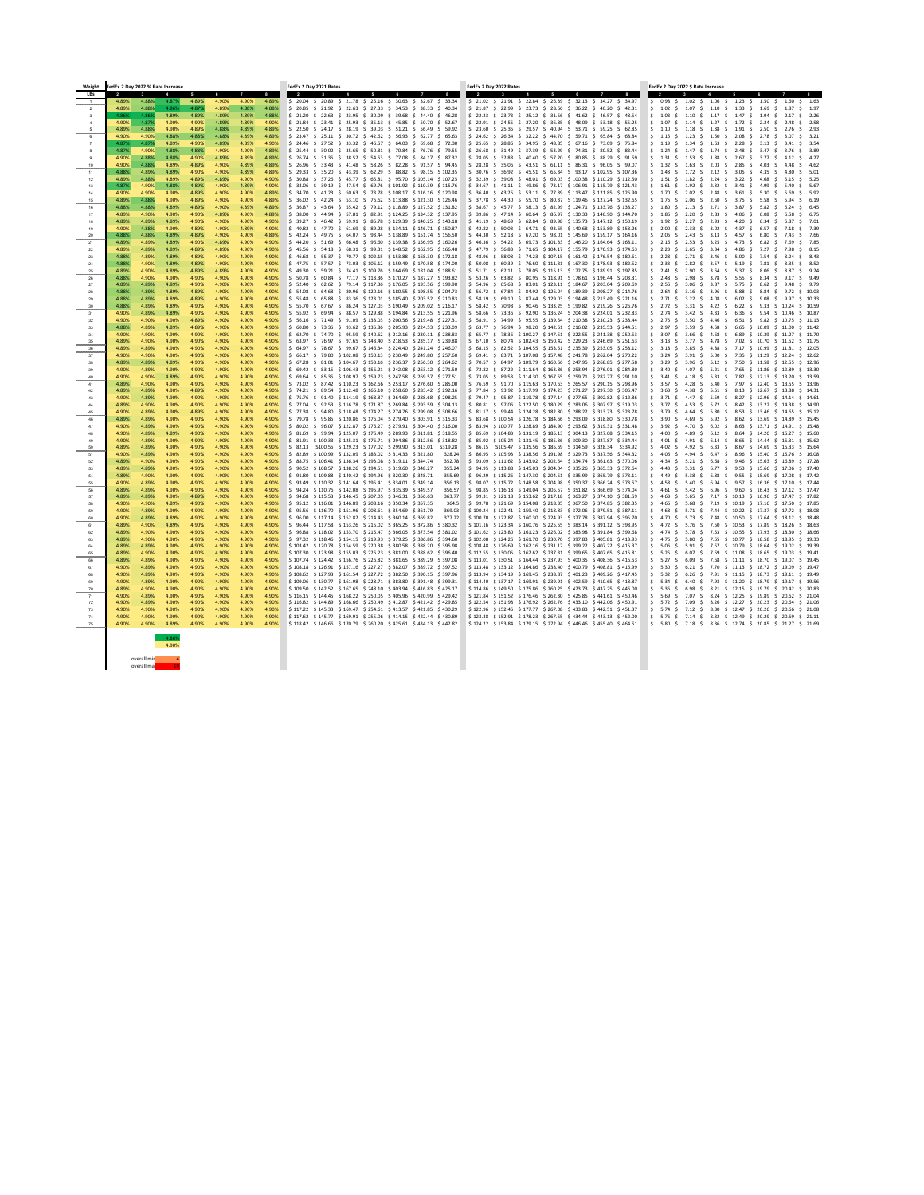| Weight | FedEx 2 Day 2022 % Rate Increase | | | | | | | FedEx 2 Day 2021 Rates | | | | | | | FedEx 2 Day 2022 Rates | | | | | | | FedEx 2 Day $ Rate Increase | | | | | | |
|---|---|---|---|---|---|---|---|---|---|---|---|---|---|---|---|---|---|---|---|---|---|---|---|---|---|---|---|---|
| LBs | 2 | 3 | 4 | 5 | 6 | 7 | 8 | 2 | 3 | 4 | 5 | 6 | 7 | 8 | 2 | 3 | 4 | 5 | 6 | 7 | 8 | 2 | 3 | 4 | 5 | 6 | 7 | 8 |
| 1 | 4.89% | 4.88% | 4.87% | 4.89% | 4.90% | 4.90% | 4.89% | 20.04 | 20.89 | 21.78 | 25.16 | 30.63 | 32.67 | 33.34 | 21.02 | 21.91 | 22.84 | 26.39 | 32.13 | 34.27 | 34.97 | 0.98 | 1.02 | 1.06 | 1.23 | 1.50 | 1.60 | 1.63 |
| 2 | 4.89% | 4.88% | 4.86% | 4.87% | 4.89% | 4.88% | 4.88% | 20.85 | 21.92 | 22.63 | 27.33 | 34.53 | 38.33 | 40.34 | 21.87 | 22.99 | 23.73 | 28.66 | 36.22 | 40.20 | 42.31 | 1.02 | 1.07 | 1.10 | 1.33 | 1.69 | 1.87 | 1.97 |
| 3 | 4.86% | 4.86% | 4.89% | 4.89% | 4.89% | 4.89% | 4.88% | 21.20 | 22.63 | 23.95 | 30.09 | 39.68 | 44.40 | 46.28 | 22.23 | 23.73 | 25.12 | 31.56 | 41.62 | 46.57 | 48.54 | 1.03 | 1.10 | 1.17 | 1.47 | 1.94 | 2.17 | 2.26 |
| 4 | 4.90% | 4.87% | 4.90% | 4.90% | 4.89% | 4.89% | 4.90% | 21.84 | 23.41 | 25.93 | 35.13 | 45.85 | 50.70 | 52.67 | 22.91 | 24.55 | 27.20 | 36.85 | 48.09 | 53.18 | 55.25 | 1.07 | 1.14 | 1.27 | 1.72 | 2.24 | 2.48 | 2.58 |
| 5 | 4.89% | 4.88% | 4.90% | 4.89% | 4.89% | 4.89% | 4.89% | 22.50 | 24.17 | 28.19 | 39.03 | 51.21 | 56.49 | 59.92 | 23.60 | 25.35 | 29.57 | 40.94 | 53.71 | 59.25 | 62.85 | 1.10 | 1.18 | 1.38 | 1.91 | 2.50 | 2.76 | 2.93 |
| 6 | 4.90% | 4.90% | 4.88% | 4.88% | 4.89% | 4.89% | 4.89% | 23.47 | 25.11 | 30.72 | 42.62 | 56.93 | 62.77 | 65.63 | 24.62 | 26.34 | 32.22 | 44.70 | 59.71 | 65.84 | 68.84 | 1.15 | 1.23 | 1.50 | 2.08 | 2.78 | 3.07 | 3.21 |
| 7 | 4.87% | 4.87% | 4.89% | 4.90% | 4.89% | 4.89% | 4.88% | 24.46 | 27.52 | 33.32 | 46.57 | 64.03 | 69.68 | 72.30 | 25.65 | 28.86 | 34.95 | 48.85 | 67.16 | 73.09 | 75.84 | 1.19 | 1.34 | 1.63 | 2.28 | 3.13 | 3.41 | 3.54 |
| 8 | 4.87% | 4.90% | 4.88% | 4.88% | 4.90% | 4.90% | 4.89% | 25.44 | 30.02 | 35.65 | 50.81 | 70.84 | 76.76 | 79.55 | 26.68 | 31.49 | 37.39 | 53.29 | 74.31 | 80.52 | 83.44 | 1.24 | 1.47 | 1.74 | 2.48 | 3.47 | 3.76 | 3.89 |
| 9 | 4.90% | 4.88% | 4.88% | 4.90% | 4.90% | 4.89% | 4.89% | 26.74 | 31.35 | 38.52 | 54.53 | 77.08 | 84.17 | 87.32 | 28.05 | 32.88 | 40.40 | 57.20 | 80.85 | 88.29 | 91.59 | 1.31 | 1.53 | 1.88 | 2.67 | 3.77 | 4.12 | 4.27 |
| 10 | 4.90% | 4.88% | 4.89% | 4.89% | 4.90% | 4.89% | 4.89% | 26.96 | 33.43 | 41.48 | 58.26 | 82.28 | 91.57 | 94.45 | 28.28 | 35.06 | 43.51 | 61.11 | 86.31 | 96.05 | 99.07 | 1.32 | 1.63 | 2.03 | 2.85 | 4.03 | 4.48 | 4.62 |
| 11 | 4.88% | 4.89% | 4.89% | 4.90% | 4.90% | 4.89% | 4.89% | 29.33 | 35.20 | 43.39 | 62.29 | 88.82 | 98.15 | 102.35 | 30.76 | 36.92 | 45.51 | 65.34 | 93.17 | 102.95 | 107.36 | 1.43 | 1.72 | 2.12 | 3.05 | 4.35 | 4.80 | 5.01 |
| 12 | 4.89% | 4.88% | 4.89% | 4.89% | 4.89% | 4.90% | 4.90% | 30.88 | 37.26 | 45.77 | 65.81 | 95.70 | 105.14 | 107.25 | 32.39 | 39.08 | 48.01 | 69.03 | 100.38 | 110.29 | 112.50 | 1.51 | 1.82 | 2.24 | 3.22 | 4.68 | 5.15 | 5.25 |
| 13 | 4.87% | 4.90% | 4.88% | 4.89% | 4.90% | 4.89% | 4.90% | 33.06 | 39.19 | 47.54 | 69.76 | 101.92 | 110.39 | 115.76 | 34.67 | 41.11 | 49.86 | 73.17 | 106.91 | 115.79 | 121.43 | 1.61 | 1.92 | 2.32 | 3.41 | 4.99 | 5.40 | 5.67 |
| 14 | 4.90% | 4.90% | 4.90% | 4.89% | 4.90% | 4.89% | 4.90% | 34.70 | 41.23 | 50.63 | 73.78 | 108.17 | 116.16 | 120.98 | 36.40 | 43.25 | 53.11 | 77.39 | 113.47 | 121.85 | 126.90 | 1.70 | 2.02 | 2.48 | 3.61 | 5.30 | 5.69 | 5.92 |
| 15 | 4.89% | 4.88% | 4.90% | 4.89% | 4.90% | 4.90% | 4.89% | 36.02 | 42.24 | 53.10 | 76.62 | 113.88 | 121.30 | 126.46 | 37.78 | 44.30 | 55.70 | 80.37 | 119.46 | 127.24 | 132.65 | 1.76 | 2.06 | 2.60 | 3.75 | 5.58 | 5.94 | 6.19 |
| 16 | 4.88% | 4.88% | 4.90% | 4.90% | 4.89% | 4.89% | 4.89% | 36.87 | 43.64 | 55.42 | 79.12 | 118.89 | 127.52 | 131.82 | 38.67 | 45.77 | 58.13 | 82.99 | 124.71 | 133.76 | 138.27 | 1.80 | 2.13 | 2.71 | 3.87 | 5.82 | 6.24 | 6.45 |
| 17 | 4.89% | 4.90% | 4.90% | 4.90% | 4.89% | 4.90% | 4.89% | 38.00 | 44.94 | 57.81 | 82.91 | 124.25 | 134.32 | 137.95 | 39.86 | 47.14 | 60.64 | 86.97 | 130.33 | 140.90 | 144.70 | 1.86 | 2.20 | 2.83 | 4.06 | 6.08 | 6.58 | 6.75 |
| 18 | 4.89% | 4.89% | 4.90% | 4.90% | 4.90% | 4.90% | 4.90% | 39.27 | 46.42 | 59.91 | 85.78 | 129.39 | 140.25 | 143.18 | 41.19 | 48.69 | 62.84 | 89.98 | 135.73 | 147.12 | 150.19 | 1.92 | 2.27 | 2.93 | 4.20 | 6.34 | 6.87 | 7.01 |
| 19 | 4.90% | 4.88% | 4.89% | 4.90% | 4.89% | 4.90% | 4.90% | 40.82 | 47.70 | 61.69 | 89.28 | 134.11 | 146.71 | 150.87 | 42.82 | 50.03 | 64.71 | 93.65 | 140.68 | 153.89 | 158.26 | 2.00 | 2.33 | 3.02 | 4.37 | 6.57 | 7.18 | 7.39 |
| 20 | 4.88% | 4.88% | 4.89% | 4.89% | 4.90% | 4.89% | 4.90% | 42.24 | 49.75 | 64.07 | 93.44 | 138.89 | 151.74 | 156.50 | 44.30 | 52.18 | 67.20 | 98.01 | 145.69 | 159.17 | 164.16 | 2.06 | 2.43 | 3.13 | 4.57 | 6.80 | 7.43 | 7.66 |
| 21 | 4.89% | 4.89% | 4.89% | 4.90% | 4.89% | 4.90% | 4.89% | 44.20 | 51.69 | 66.48 | 96.60 | 139.38 | 156.95 | 160.26 | 46.36 | 54.22 | 69.73 | 101.33 | 146.20 | 164.64 | 168.11 | 2.16 | 2.53 | 3.25 | 4.73 | 6.82 | 7.69 | 7.85 |
| 22 | 4.89% | 4.89% | 4.89% | 4.89% | 4.89% | 4.89% | 4.89% | 45.56 | 54.18 | 68.31 | 99.31 | 148.52 | 162.95 | 166.48 | 47.79 | 56.83 | 71.65 | 104.17 | 155.79 | 170.93 | 174.63 | 2.23 | 2.65 | 3.34 | 4.86 | 7.27 | 7.98 | 8.15 |
| 23 | 4.88% | 4.89% | 4.89% | 4.89% | 4.89% | 4.90% | 4.89% | 46.68 | 55.57 | 70.77 | 102.15 | 153.88 | 168.30 | 172.18 | 48.96 | 58.28 | 74.23 | 107.15 | 161.42 | 176.54 | 180.61 | 2.28 | 2.71 | 3.46 | 5.00 | 7.54 | 8.24 | 8.43 |
| 24 | 4.88% | 4.89% | 4.89% | 4.90% | 4.90% | 4.90% | 4.90% | 47.75 | 57.57 | 73.03 | 106.12 | 159.49 | 170.58 | 174.00 | 50.08 | 60.39 | 76.60 | 111.31 | 167.30 | 178.93 | 182.52 | 2.33 | 2.82 | 3.57 | 5.19 | 7.81 | 8.35 | 8.52 |
| 25 | 4.89% | 4.90% | 4.89% | 4.89% | 4.89% | 4.89% | 4.89% | 49.30 | 59.21 | 74.41 | 109.76 | 164.69 | 181.04 | 188.61 | 51.71 | 62.11 | 78.05 | 115.13 | 172.75 | 189.91 | 197.85 | 2.41 | 2.90 | 3.64 | 5.37 | 8.06 | 8.87 | 9.24 |
| 26 | 4.88% | 4.90% | 4.90% | 4.90% | 4.89% | 4.89% | 4.90% | 50.78 | 60.84 | 77.17 | 113.36 | 170.27 | 187.27 | 193.82 | 53.26 | 63.82 | 80.95 | 118.91 | 178.61 | 196.44 | 203.31 | 2.48 | 2.98 | 3.78 | 5.55 | 8.34 | 9.17 | 9.49 |
| 27 | 4.89% | 4.89% | 4.89% | 4.89% | 4.89% | 4.90% | 4.90% | 52.40 | 62.62 | 79.14 | 117.36 | 176.05 | 193.56 | 199.90 | 54.96 | 65.68 | 83.01 | 123.11 | 184.67 | 203.04 | 209.69 | 2.56 | 3.06 | 3.87 | 5.75 | 8.62 | 9.48 | 9.79 |
| 28 | 4.88% | 4.89% | 4.89% | 4.89% | 4.90% | 4.90% | 4.90% | 54.08 | 64.68 | 80.96 | 120.16 | 180.55 | 198.55 | 204.73 | 56.72 | 67.84 | 84.92 | 126.04 | 189.39 | 208.27 | 214.76 | 2.64 | 3.16 | 3.96 | 5.88 | 8.84 | 9.72 | 10.03 |
| 29 | 4.88% | 4.89% | 4.89% | 4.89% | 4.90% | 4.90% | 4.90% | 55.48 | 65.88 | 83.36 | 123.01 | 185.40 | 203.52 | 210.83 | 58.19 | 69.10 | 87.44 | 129.03 | 194.48 | 213.49 | 221.16 | 2.71 | 3.22 | 4.08 | 6.02 | 9.08 | 9.97 | 10.33 |
| 30 | 4.88% | 4.89% | 4.89% | 4.89% | 4.90% | 4.89% | 4.90% | 55.70 | 67.67 | 86.24 | 127.03 | 190.49 | 209.02 | 216.17 | 58.42 | 70.98 | 90.46 | 133.25 | 199.82 | 219.26 | 226.76 | 2.72 | 3.31 | 4.22 | 6.22 | 9.33 | 10.24 | 10.59 |
| 31 | 4.90% | 4.89% | 4.89% | 4.90% | 4.89% | 4.90% | 4.90% | 55.92 | 69.94 | 88.57 | 129.88 | 194.84 | 213.55 | 221.96 | 58.66 | 73.36 | 92.90 | 136.24 | 204.38 | 224.01 | 232.83 | 2.74 | 3.42 | 4.33 | 6.36 | 9.54 | 10.46 | 10.87 |
| 32 | 4.90% | 4.89% | 4.90% | 4.90% | 4.89% | 4.90% | 4.90% | 56.16 | 71.49 | 91.09 | 133.03 | 200.56 | 219.48 | 227.31 | 58.91 | 74.99 | 95.55 | 139.54 | 210.38 | 230.23 | 238.44 | 2.75 | 3.50 | 4.46 | 6.51 | 9.82 | 10.75 | 11.13 |
| 33 | 4.88% | 4.89% | 4.89% | 4.89% | 4.89% | 4.89% | 4.90% | 60.80 | 73.35 | 93.62 | 135.86 | 205.93 | 224.53 | 233.09 | 63.77 | 76.94 | 98.20 | 142.51 | 216.02 | 235.53 | 244.51 | 2.97 | 3.59 | 4.58 | 6.65 | 10.09 | 11.00 | 11.42 |
| 34 | 4.90% | 4.90% | 4.89% | 4.90% | 4.89% | 4.90% | 4.90% | 62.70 | 74.70 | 95.59 | 140.62 | 212.16 | 230.11 | 238.83 | 65.77 | 78.36 | 100.27 | 147.51 | 222.55 | 241.38 | 250.53 | 3.07 | 3.66 | 4.68 | 6.89 | 10.39 | 11.27 | 11.70 |
| 35 | 4.89% | 4.90% | 4.90% | 4.90% | 4.90% | 4.90% | 4.90% | 63.97 | 76.97 | 97.65 | 143.40 | 218.53 | 235.17 | 239.88 | 67.10 | 80.74 | 102.43 | 150.42 | 229.23 | 246.69 | 251.63 | 3.13 | 3.77 | 4.78 | 7.02 | 10.70 | 11.52 | 11.75 |
| 36 | 4.89% | 4.89% | 4.90% | 4.90% | 4.90% | 4.90% | 4.90% | 64.97 | 78.67 | 99.67 | 146.34 | 224.40 | 241.24 | 246.07 | 68.15 | 82.52 | 104.55 | 153.51 | 235.39 | 253.05 | 258.12 | 3.18 | 3.85 | 4.88 | 7.17 | 10.99 | 11.81 | 12.05 |
| 37 | 4.90% | 4.89% | 4.90% | 4.90% | 4.90% | 4.89% | 4.90% | 66.17 | 79.80 | 102.08 | 150.23 | 230.49 | 249.80 | 257.60 | 69.41 | 83.71 | 107.08 | 157.58 | 241.78 | 262.04 | 270.22 | 3.24 | 3.91 | 5.00 | 7.35 | 11.29 | 12.24 | 12.62 |
| 38 | 4.89% | 4.89% | 4.90% | 4.90% | 4.90% | 4.90% | 4.90% | 67.28 | 81.01 | 104.67 | 153.16 | 236.37 | 256.30 | 264.22 | 70.57 | 84.97 | 109.79 | 160.66 | 247.95 | 268.85 | 277.18 | 3.29 | 3.96 | 5.12 | 7.50 | 11.58 | 12.55 | 12.96 |
| 39 | 4.90% | 4.89% | 4.89% | 4.90% | 4.90% | 4.90% | 4.90% | 69.42 | 83.15 | 106.43 | 156.21 | 242.08 | 263.12 | 271.50 | 72.82 | 87.22 | 111.64 | 163.86 | 253.94 | 276.01 | 284.80 | 3.40 | 4.07 | 5.21 | 7.65 | 11.86 | 12.89 | 13.30 |
| 40 | 4.90% | 4.89% | 4.90% | 4.90% | 4.89% | 4.90% | 4.90% | 69.64 | 85.35 | 108.97 | 159.73 | 247.58 | 269.57 | 277.51 | 73.05 | 89.53 | 114.30 | 167.55 | 259.71 | 282.77 | 291.10 | 3.41 | 4.18 | 5.33 | 7.82 | 12.13 | 13.20 | 13.59 |
| 41 | 4.89% | 4.90% | 4.90% | 4.90% | 4.90% | 4.90% | 4.90% | 73.02 | 87.42 | 110.23 | 162.66 | 253.17 | 276.60 | 285.00 | 76.59 | 91.70 | 115.63 | 170.63 | 265.57 | 290.15 | 298.96 | 3.57 | 4.28 | 5.40 | 7.97 | 12.40 | 13.55 | 13.96 |
| 42 | 4.89% | 4.89% | 4.90% | 4.90% | 4.90% | 4.90% | 4.90% | 74.21 | 89.54 | 112.48 | 166.10 | 258.60 | 283.42 | 292.16 | 77.84 | 93.92 | 117.99 | 174.23 | 271.27 | 297.30 | 306.47 | 3.63 | 4.38 | 5.51 | 8.13 | 12.67 | 13.88 | 14.31 |
| 43 | 4.90% | 4.89% | 4.90% | 4.90% | 4.90% | 4.90% | 4.90% | 75.76 | 91.40 | 114.19 | 168.87 | 264.69 | 288.68 | 298.25 | 79.47 | 95.87 | 119.78 | 177.14 | 277.65 | 302.82 | 312.86 | 3.71 | 4.47 | 5.59 | 8.27 | 12.96 | 14.14 | 14.61 |
| 44 | 4.89% | 4.90% | 4.90% | 4.90% | 4.90% | 4.90% | 4.90% | 77.04 | 92.53 | 116.78 | 171.87 | 269.84 | 293.59 | 304.13 | 80.81 | 97.06 | 122.50 | 180.29 | 283.06 | 307.97 | 319.03 | 3.77 | 4.53 | 5.72 | 8.42 | 13.22 | 14.38 | 14.90 |
| 45 | 4.90% | 4.90% | 4.90% | 4.90% | 4.90% | 4.90% | 4.90% | 77.38 | 94.80 | 118.48 | 174.27 | 274.76 | 299.08 | 308.66 | 81.17 | 99.44 | 124.28 | 182.80 | 288.22 | 313.73 | 323.78 | 3.79 | 4.64 | 5.80 | 8.53 | 13.46 | 14.65 | 15.12 |
| 46 | 4.89% | 4.89% | 4.90% | 4.90% | 4.90% | 4.90% | 4.90% | 79.78 | 95.85 | 120.86 | 176.04 | 279.40 | 303.91 | 315.33 | 83.68 | 100.54 | 126.78 | 184.66 | 293.09 | 318.80 | 330.78 | 3.90 | 4.69 | 5.92 | 8.62 | 13.69 | 14.89 | 15.45 |
| 47 | 4.90% | 4.89% | 4.90% | 4.90% | 4.90% | 4.90% | 4.90% | 80.02 | 96.07 | 122.87 | 176.27 | 279.91 | 304.40 | 316.00 | 83.94 | 100.77 | 128.89 | 184.90 | 293.62 | 319.31 | 331.48 | 3.92 | 4.70 | 6.02 | 8.63 | 13.71 | 14.91 | 15.48 |
| 48 | 4.90% | 4.89% | 4.90% | 4.90% | 4.90% | 4.90% | 4.90% | 81.69 | 99.94 | 125.07 | 176.49 | 289.93 | 311.81 | 318.55 | 85.69 | 104.83 | 131.19 | 185.13 | 304.13 | 327.08 | 334.15 | 4.00 | 4.89 | 6.12 | 8.64 | 14.20 | 15.27 | 15.60 |
| 49 | 4.90% | 4.90% | 4.90% | 4.90% | 4.90% | 4.90% | 4.90% | 81.91 | 100.33 | 125.31 | 176.71 | 294.86 | 312.56 | 318.82 | 85.92 | 105.24 | 131.45 | 185.36 | 309.30 | 327.87 | 334.44 | 4.01 | 4.91 | 6.14 | 8.65 | 14.44 | 15.31 | 15.62 |
| 50 | 4.89% | 4.90% | 4.90% | 4.90% | 4.90% | 4.90% | 4.90% | 82.13 | 100.55 | 129.23 | 177.02 | 299.90 | 313.01 | 319.28 | 86.15 | 105.47 | 135.56 | 185.69 | 314.59 | 328.34 | 334.92 | 4.02 | 4.92 | 6.33 | 8.67 | 14.69 | 15.33 | 15.64 |
| 51 | 4.90% | 4.90% | 4.90% | 4.90% | 4.89% | 4.90% | 4.90% | 82.89 | 100.99 | 132.09 | 183.02 | 314.33 | 321.80 | 328.24 | 86.95 | 105.93 | 138.56 | 191.98 | 329.73 | 337.56 | 344.32 | 4.06 | 4.94 | 6.47 | 8.96 | 15.40 | 15.76 | 16.08 |
| 52 | 4.89% | 4.90% | 4.89% | 4.90% | 4.90% | 4.90% | 4.90% | 88.75 | 106.41 | 136.34 | 193.08 | 319.11 | 344.74 | 352.78 | 93.09 | 111.62 | 143.02 | 202.54 | 334.74 | 361.63 | 370.06 | 4.34 | 5.21 | 6.68 | 9.46 | 15.63 | 16.89 | 17.28 |
| 53 | 4.90% | 4.89% | 4.90% | 4.90% | 4.90% | 4.90% | 4.90% | 90.52 | 108.57 | 138.26 | 194.51 | 319.60 | 348.27 | 355.24 | 94.95 | 113.88 | 145.03 | 204.04 | 335.26 | 365.33 | 372.64 | 4.43 | 5.31 | 6.77 | 9.53 | 15.66 | 17.06 | 17.40 |
| 54 | 4.89% | 4.90% | 4.90% | 4.90% | 4.90% | 4.90% | 4.90% | 91.80 | 109.88 | 140.42 | 194.96 | 320.30 | 348.71 | 355.69 | 96.29 | 115.26 | 147.30 | 204.51 | 335.99 | 365.79 | 373.11 | 4.49 | 5.38 | 6.88 | 9.55 | 15.69 | 17.08 | 17.42 |
| 55 | 4.90% | 4.89% | 4.90% | 4.90% | 4.90% | 4.90% | 4.90% | 93.49 | 110.32 | 141.64 | 195.41 | 334.01 | 349.14 | 356.13 | 98.07 | 115.72 | 148.58 | 204.98 | 350.37 | 366.24 | 373.57 | 4.58 | 5.40 | 6.94 | 9.57 | 16.36 | 17.10 | 17.44 |
| 56 | 4.89% | 4.89% | 4.90% | 4.90% | 4.90% | 4.90% | 4.90% | 94.24 | 110.76 | 142.08 | 195.97 | 335.39 | 349.57 | 356.57 | 98.85 | 116.18 | 149.04 | 205.57 | 351.82 | 366.69 | 374.04 | 4.61 | 5.42 | 6.96 | 9.60 | 16.43 | 17.12 | 17.47 |
| 57 | 4.89% | 4.89% | 4.90% | 4.90% | 4.90% | 4.90% | 4.90% | 94.68 | 115.53 | 146.45 | 207.05 | 346.31 | 356.63 | 363.77 | 99.31 | 121.18 | 153.62 | 217.18 | 363.27 | 374.10 | 381.59 | 4.63 | 5.65 | 7.17 | 10.13 | 16.96 | 17.47 | 17.82 |
| 58 | 4.90% | 4.89% | 4.90% | 4.90% | 4.90% | 4.90% | 4.90% | 95.12 | 116.01 | 146.89 | 208.16 | 350.34 | 357.35 | 364.5 | 99.78 | 121.69 | 154.08 | 218.35 | 367.50 | 374.85 | 382.35 | 4.66 | 5.68 | 7.19 | 10.19 | 17.16 | 17.50 | 17.85 |
| 59 | 4.90% | 4.89% | 4.90% | 4.90% | 4.90% | 4.90% | 4.90% | 95.56 | 116.70 | 151.96 | 208.61 | 354.69 | 361.79 | 369.03 | 100.24 | 122.41 | 159.40 | 218.83 | 372.06 | 379.51 | 387.11 | 4.68 | 5.71 | 7.44 | 10.22 | 17.37 | 17.72 | 18.08 |
| 60 | 4.90% | 4.89% | 4.90% | 4.90% | 4.90% | 4.90% | 4.90% | 96.00 | 117.14 | 152.82 | 214.43 | 360.14 | 369.82 | 377.22 | 100.70 | 122.87 | 160.30 | 224.93 | 377.78 | 387.94 | 395.70 | 4.70 | 5.73 | 7.48 | 10.50 | 17.64 | 18.12 | 18.48 |
| 61 | 4.89% | 4.89% | 4.90% | 4.90% | 4.90% | 4.90% | 4.90% | 96.44 | 117.58 | 153.26 | 215.02 | 365.25 | 372.86 | 380.32 | 101.16 | 123.34 | 160.76 | 225.55 | 383.14 | 391.12 | 398.95 | 4.72 | 5.76 | 7.50 | 10.53 | 17.89 | 18.26 | 18.63 |
| 62 | 4.89% | 4.89% | 4.90% | 4.90% | 4.90% | 4.90% | 4.90% | 96.88 | 118.02 | 153.70 | 215.47 | 366.05 | 373.54 | 381.02 | 101.62 | 123.80 | 161.23 | 226.02 | 383.98 | 391.84 | 399.68 | 4.74 | 5.78 | 7.53 | 10.55 | 17.93 | 18.30 | 18.66 |
| 63 | 4.90% | 4.90% | 4.90% | 4.90% | 4.90% | 4.90% | 4.90% | 97.32 | 118.46 | 154.15 | 219.93 | 379.25 | 386.86 | 394.60 | 102.08 | 124.26 | 161.70 | 230.70 | 397.83 | 405.81 | 413.93 | 4.76 | 5.80 | 7.55 | 10.77 | 18.58 | 18.95 | 19.33 |
| 64 | 4.89% | 4.90% | 4.90% | 4.90% | 4.90% | 4.90% | 4.90% | 103.42 | 120.78 | 154.59 | 220.38 | 380.58 | 388.20 | 395.98 | 108.48 | 126.69 | 162.16 | 231.17 | 399.22 | 407.22 | 415.38 | 5.06 | 5.91 | 7.57 | 10.79 | 18.64 | 19.02 | 19.39 |
| 65 | 4.89% | 4.90% | 4.89% | 4.90% | 4.90% | 4.90% | 4.90% | 107.30 | 123.98 | 155.03 | 226.23 | 381.00 | 388.62 | 396.40 | 112.55 | 130.05 | 162.62 | 237.31 | 399.65 | 407.65 | 415.81 | 5.25 | 6.07 | 7.59 | 11.08 | 18.65 | 19.03 | 19.41 |
| 66 | 4.89% | 4.89% | 4.90% | 4.90% | 4.90% | 4.90% | 4.90% | 107.74 | 124.42 | 156.76 | 226.82 | 381.65 | 389.29 | 397.08 | 113.01 | 130.51 | 164.44 | 237.93 | 400.35 | 408.36 | 416.53 | 5.27 | 6.09 | 7.68 | 11.11 | 18.70 | 19.07 | 19.45 |
| 67 | 4.90% | 4.89% | 4.90% | 4.90% | 4.90% | 4.90% | 4.90% | 108.18 | 126.91 | 157.16 | 227.40 | 382.07 | 389.72 | 397.52 | 113.48 | 133.12 | 164.86 | 238.54 | 400.78 | 408.81 | 416.98 | 5.30 | 6.21 | 7.70 | 11.14 | 18.72 | 19.09 | 19.47 |
| 68 | 4.90% | 4.89% | 4.90% | 4.90% | 4.90% | 4.90% | 4.90% | 108.62 | 127.93 | 161.54 | 227.72 | 382.50 | 390.15 | 397.96 | 113.94 | 134.19 | 169.45 | 238.87 | 401.23 | 409.26 | 417.45 | 5.32 | 6.26 | 7.91 | 11.15 | 18.73 | 19.11 | 19.49 |
| 69 | 4.90% | 4.90% | 4.90% | 4.90% | 4.90% | 4.90% | 4.90% | 109.06 | 130.77 | 161.98 | 228.71 | 383.80 | 391.48 | 399.31 | 114.40 | 137.17 | 169.91 | 239.91 | 402.59 | 410.65 | 418.87 | 5.34 | 6.40 | 7.93 | 11.20 | 18.79 | 19.17 | 19.56 |
| 70 | 4.90% | 4.89% | 4.90% | 4.90% | 4.90% | 4.90% | 4.90% | 109.50 | 142.52 | 167.65 | 248.10 | 403.94 | 416.83 | 425.17 | 114.86 | 149.50 | 175.86 | 260.25 | 423.73 | 437.25 | 446.00 | 5.36 | 6.98 | 8.21 | 12.15 | 19.79 | 20.42 | 20.83 |
| 71 | 4.90% | 4.89% | 4.90% | 4.90% | 4.90% | 4.90% | 4.90% | 116.15 | 144.45 | 168.22 | 250.05 | 405.96 | 420.99 | 429.42 | 121.84 | 151.52 | 176.46 | 262.30 | 425.85 | 441.61 | 450.46 | 5.69 | 7.07 | 8.24 | 12.25 | 19.89 | 20.62 | 21.04 |
| 72 | 4.90% | 4.89% | 4.90% | 4.90% | 4.90% | 4.90% | 4.90% | 116.82 | 144.89 | 168.66 | 250.49 | 412.87 | 421.42 | 429.86 | 122.54 | 151.98 | 176.92 | 262.76 | 433.10 | 442.06 | 450.91 | 5.72 | 7.09 | 8.26 | 12.27 | 20.23 | 20.64 | 21.05 |
| 73 | 4.90% | 4.89% | 4.90% | 4.90% | 4.90% | 4.90% | 4.90% | 117.22 | 145.33 | 169.47 | 254.61 | 413.57 | 421.85 | 430.29 | 122.96 | 152.45 | 177.77 | 267.08 | 433.83 | 442.51 | 451.37 | 5.74 | 7.12 | 8.30 | 12.47 | 20.26 | 20.66 | 21.08 |
| 74 | 4.90% | 4.89% | 4.90% | 4.90% | 4.90% | 4.90% | 4.90% | 117.62 | 145.77 | 169.91 | 255.06 | 414.15 | 422.44 | 430.89 | 123.38 | 152.91 | 178.23 | 267.55 | 434.44 | 443.13 | 452.00 | 5.76 | 7.14 | 8.32 | 12.49 | 20.29 | 20.69 | 21.11 |
| 75 | 4.90% | 4.89% | 4.90% | 4.90% | 4.90% | 4.90% | 4.90% | 118.42 | 146.66 | 170.79 | 260.24 | 425.61 | 434.13 | 442.80 | 124.22 | 153.84 | 179.15 | 272.98 | 446.46 | 455.40 | 464.51 | 5.80 | 7.18 | 8.36 | 12.74 | 20.85 | 21.27 | 21.69 |

4.86%
4.90%

overall min 4
overall max 30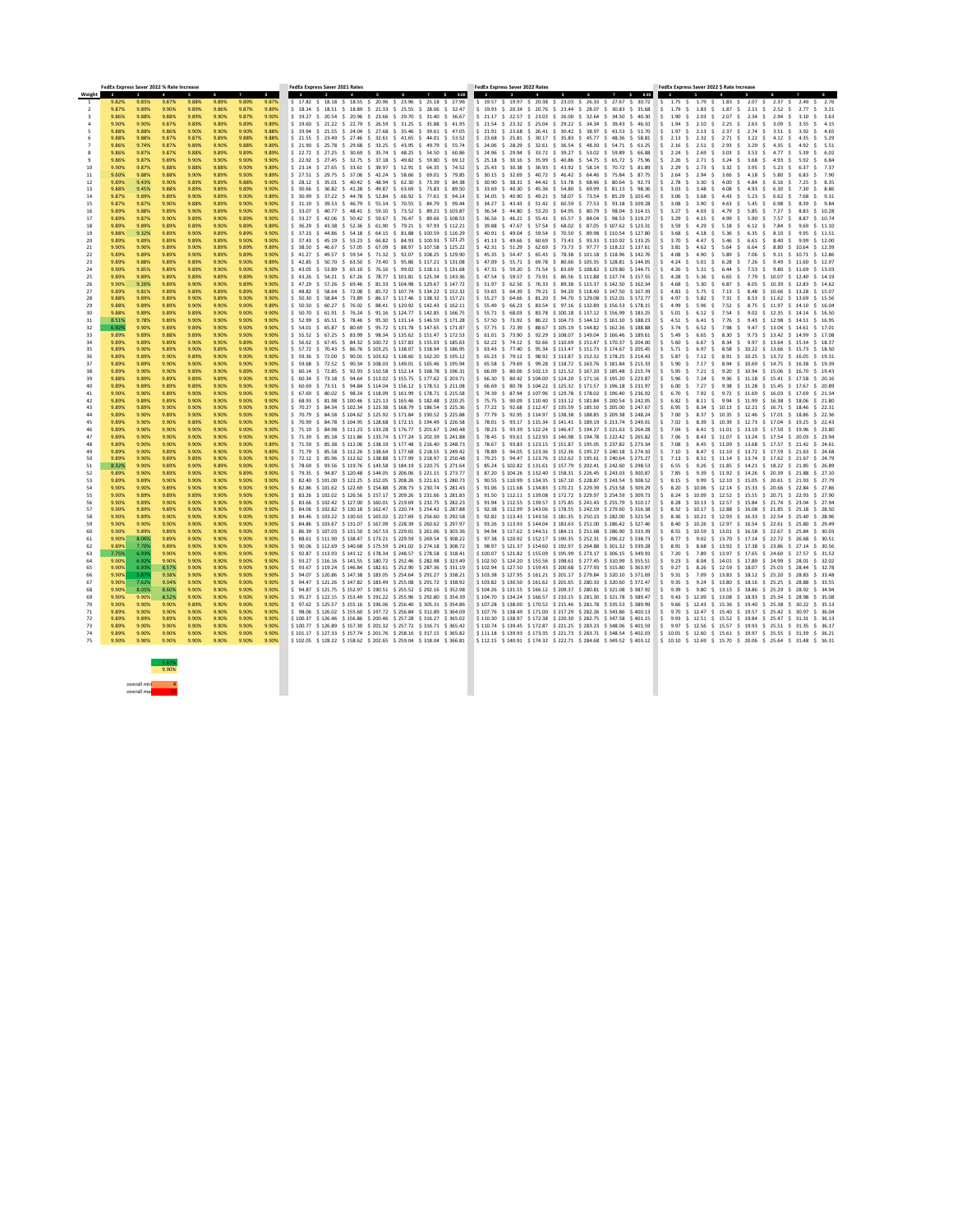| Weight | FedEx Express Saver 2022 % Rate Increase | | | | | | | FedEx Express Saver 2021 Rates | | | | | | | FedEx Express Saver 2022 Rates | | | | | | | FedEx Express Saver 2022 $ Rate Increase | | | | | | |
|---|---|---|---|---|---|---|---|---|---|---|---|---|---|---|---|---|---|---|---|---|---|---|---|---|---|---|---|---|
| | 2 | 3 | 4 | 5 | 6 | 7 | 8 | 2 | 3 | 4 | 5 | 6 | 7 | 8 | 2 | 3 | 4 | 5 | 6 | 7 | 8 | 2 | 3 | 4 | 5 | 6 | 7 | 8 |
| 1 | 9.82% | 9.85% | 9.87% | 9.88% | 9.89% | 9.89% | 9.87% | $ 17.82 | $ 18.18 | $ 18.55 | $ 20.96 | $ 23.96 | $ 25.18 | $ 27.96 | $ 19.57 | $ 19.97 | $ 20.38 | $ 23.03 | $ 26.33 | $ 27.67 | $ 30.72 | $ 1.75 | $ 1.79 | $ 1.83 | $ 2.07 | $ 2.37 | $ 2.49 | $ 2.76 |
| 2 | 9.87% | 9.89% | 9.90% | 9.88% | 9.86% | 9.87% | 9.89% | $ 18.14 | $ 18.51 | $ 18.89 | $ 21.33 | $ 25.55 | $ 28.06 | $ 32.47 | $ 19.93 | $ 20.34 | $ 20.76 | $ 23.44 | $ 28.07 | $ 30.83 | $ 35.68 | $ 1.79 | $ 1.83 | $ 1.87 | $ 2.11 | $ 2.52 | $ 2.77 | $ 3.21 |
| 3 | 9.86% | 9.88% | 9.88% | 9.89% | 9.90% | 9.87% | 9.90% | $ 19.27 | $ 20.54 | $ 20.96 | $ 23.66 | $ 29.70 | $ 31.40 | $ 36.67 | $ 21.17 | $ 22.57 | $ 23.03 | $ 26.00 | $ 32.64 | $ 34.50 | $ 40.30 | $ 1.90 | $ 2.03 | $ 2.07 | $ 2.34 | $ 2.94 | $ 3.10 | $ 3.63 |
| 4 | 9.90% | 9.90% | 9.87% | 9.89% | 9.89% | 9.89% | 9.89% | $ 19.60 | $ 21.22 | $ 22.79 | $ 26.59 | $ 31.25 | $ 35.88 | $ 41.95 | $ 21.54 | $ 23.32 | $ 25.04 | $ 29.22 | $ 34.34 | $ 39.43 | $ 46.10 | $ 1.94 | $ 2.10 | $ 2.25 | $ 2.63 | $ 3.09 | $ 3.55 | $ 4.15 |
| 5 | 9.88% | 9.88% | 9.86% | 9.90% | 9.90% | 9.90% | 9.88% | $ 19.94 | $ 21.55 | $ 24.04 | $ 27.68 | $ 35.46 | $ 39.61 | $ 47.05 | $ 21.91 | $ 23.68 | $ 26.41 | $ 30.42 | $ 38.97 | $ 43.53 | $ 51.70 | $ 1.97 | $ 2.13 | $ 2.37 | $ 2.74 | $ 3.51 | $ 3.92 | $ 4.65 |
| 6 | 9.88% | 9.88% | 9.87% | 9.87% | 9.89% | 9.88% | 9.88% | $ 21.55 | $ 23.49 | $ 27.46 | $ 32.61 | $ 41.65 | $ 44.01 | $ 53.52 | $ 23.68 | $ 25.81 | $ 30.17 | $ 35.83 | $ 45.77 | $ 48.36 | $ 58.81 | $ 2.13 | $ 2.32 | $ 2.71 | $ 3.22 | $ 4.12 | $ 4.35 | $ 5.29 |
| 7 | 9.86% | 9.74% | 9.87% | 9.89% | 9.90% | 9.88% | 9.89% | $ 21.90 | $ 25.78 | $ 29.68 | $ 33.25 | $ 43.95 | $ 49.79 | $ 55.74 | $ 24.06 | $ 28.29 | $ 32.61 | $ 36.54 | $ 48.30 | $ 54.71 | $ 61.25 | $ 2.16 | $ 2.51 | $ 2.93 | $ 3.29 | $ 4.35 | $ 4.92 | $ 5.51 |
| 8 | 9.86% | 9.87% | 9.87% | 9.88% | 9.89% | 9.89% | 9.89% | $ 22.72 | $ 27.25 | $ 30.69 | $ 35.74 | $ 48.25 | $ 54.50 | $ 60.86 | $ 24.96 | $ 29.94 | $ 33.72 | $ 39.27 | $ 53.02 | $ 59.89 | $ 66.88 | $ 2.24 | $ 2.69 | $ 3.03 | $ 3.53 | $ 4.77 | $ 5.39 | $ 6.02 |
| 9 | 9.86% | 9.87% | 9.89% | 9.90% | 9.90% | 9.90% | 9.89% | $ 22.92 | $ 27.45 | $ 32.75 | $ 37.18 | $ 49.82 | $ 59.80 | $ 69.12 | $ 25.18 | $ 30.16 | $ 35.99 | $ 40.86 | $ 54.75 | $ 65.72 | $ 75.96 | $ 2.26 | $ 2.71 | $ 3.24 | $ 3.68 | $ 4.93 | $ 5.92 | $ 6.84 |
| 10 | 9.90% | 9.87% | 9.88% | 9.88% | 9.89% | 9.90% | 9.89% | $ 23.14 | $ 27.65 | $ 33.61 | $ 39.97 | $ 52.91 | $ 64.35 | $ 74.52 | $ 25.43 | $ 30.38 | $ 36.93 | $ 43.92 | $ 58.14 | $ 70.72 | $ 81.89 | $ 2.29 | $ 2.73 | $ 3.32 | $ 3.95 | $ 5.23 | $ 6.37 | $ 7.37 |
| 11 | 9.60% | 9.88% | 9.88% | 9.90% | 9.89% | 9.90% | 9.89% | $ 27.51 | $ 29.75 | $ 37.06 | $ 42.24 | $ 58.66 | $ 69.01 | $ 79.85 | $ 30.15 | $ 32.69 | $ 40.72 | $ 46.42 | $ 64.46 | $ 75.84 | $ 87.75 | $ 2.64 | $ 2.94 | $ 3.66 | $ 4.18 | $ 5.80 | $ 6.83 | $ 7.90 |
| 12 | 9.89% | 9.43% | 9.90% | 9.89% | 9.89% | 9.88% | 9.90% | $ 28.12 | $ 35.01 | $ 40.42 | $ 48.94 | $ 62.30 | $ 73.39 | $ 84.38 | $ 30.90 | $ 38.31 | $ 44.42 | $ 53.78 | $ 68.46 | $ 80.64 | $ 92.73 | $ 2.78 | $ 3.30 | $ 4.00 | $ 4.84 | $ 6.16 | $ 7.25 | $ 8.35 |
| 13 | 9.88% | 9.45% | 9.88% | 9.89% | 9.89% | 9.89% | 9.90% | $ 30.66 | $ 36.82 | $ 41.28 | $ 49.87 | $ 63.69 | $ 73.83 | $ 89.50 | $ 33.69 | $ 40.30 | $ 45.36 | $ 54.80 | $ 69.99 | $ 81.13 | $ 98.36 | $ 3.03 | $ 3.48 | $ 4.08 | $ 4.93 | $ 6.30 | $ 7.30 | $ 8.86 |
| 14 | 9.87% | 9.89% | 9.89% | 9.90% | 9.89% | 9.89% | 9.89% | $ 30.99 | $ 37.22 | $ 44.78 | $ 52.84 | $ 66.92 | $ 77.61 | $ 94.14 | $ 34.05 | $ 40.90 | $ 49.21 | $ 58.07 | $ 73.54 | $ 85.29 | $ 103.45 | $ 3.06 | $ 3.68 | $ 4.43 | $ 5.23 | $ 6.62 | $ 7.68 | $ 9.31 |
| 15 | 9.87% | 9.87% | 9.90% | 9.88% | 9.89% | 9.90% | 9.89% | $ 31.19 | $ 39.53 | $ 46.79 | $ 55.14 | $ 70.55 | $ 84.79 | $ 99.44 | $ 34.27 | $ 43.43 | $ 51.42 | $ 60.59 | $ 77.53 | $ 93.18 | $ 109.28 | $ 3.08 | $ 3.90 | $ 4.63 | $ 5.45 | $ 6.98 | $ 8.39 | $ 9.84 |
| 16 | 9.89% | 9.88% | 9.89% | 9.90% | 9.89% | 9.90% | 9.89% | $ 33.07 | $ 40.77 | $ 48.41 | $ 59.10 | $ 73.52 | $ 89.21 | $ 103.87 | $ 36.34 | $ 44.80 | $ 53.20 | $ 64.95 | $ 80.79 | $ 98.04 | $ 114.15 | $ 3.27 | $ 4.03 | $ 4.79 | $ 5.85 | $ 7.27 | $ 8.83 | $ 10.28 |
| 17 | 9.89% | 9.87% | 9.90% | 9.89% | 9.90% | 9.89% | 9.90% | $ 33.27 | $ 42.06 | $ 50.42 | $ 59.67 | $ 76.47 | $ 89.66 | $ 108.53 | $ 36.56 | $ 46.21 | $ 55.41 | $ 65.57 | $ 84.04 | $ 98.53 | $ 119.27 | $ 3.29 | $ 4.15 | $ 4.99 | $ 5.90 | $ 7.57 | $ 8.87 | $ 10.74 |
| 18 | 9.89% | 9.89% | 9.89% | 9.89% | 9.90% | 9.89% | 9.89% | $ 36.29 | $ 43.38 | $ 52.36 | $ 61.90 | $ 79.21 | $ 97.93 | $ 112.21 | $ 39.88 | $ 47.67 | $ 57.54 | $ 68.02 | $ 87.05 | $ 107.62 | $ 123.31 | $ 3.59 | $ 4.29 | $ 5.18 | $ 6.12 | $ 7.84 | $ 9.69 | $ 11.10 |
| 19 | 9.88% | 9.32% | 9.89% | 9.90% | 9.89% | 9.89% | 9.89% | $ 37.23 | $ 44.86 | $ 54.18 | $ 64.15 | $ 81.88 | $ 100.59 | $ 116.29 | $ 40.91 | $ 49.04 | $ 59.54 | $ 70.50 | $ 89.98 | $ 110.54 | $ 127.80 | $ 3.68 | $ 4.18 | $ 5.36 | $ 6.35 | $ 8.10 | $ 9.95 | $ 11.51 |
| 20 | 9.89% | 9.89% | 9.89% | 9.90% | 9.89% | 9.89% | 9.89% | $ 37.43 | $ 45.19 | $ 55.23 | $ 66.82 | $ 84.93 | $ 100.93 | $ 121.25 | $ 41.13 | $ 49.66 | $ 60.69 | $ 73.43 | $ 93.33 | $ 110.92 | $ 133.25 | $ 3.70 | $ 4.47 | $ 5.46 | $ 6.61 | $ 8.40 | $ 9.99 | $ 12.00 |
| 21 | 9.90% | 9.90% | 9.89% | 9.90% | 9.89% | 9.89% | 9.89% | $ 38.50 | $ 46.67 | $ 57.05 | $ 67.09 | $ 88.97 | $ 107.58 | $ 125.22 | $ 42.31 | $ 51.29 | $ 62.69 | $ 73.73 | $ 97.77 | $ 118.22 | $ 137.61 | $ 3.81 | $ 4.62 | $ 5.64 | $ 6.64 | $ 8.80 | $ 10.64 | $ 12.39 |
| 22 | 9.89% | 9.89% | 9.89% | 9.90% | 9.89% | 9.90% | 9.89% | $ 41.27 | $ 49.57 | $ 59.54 | $ 71.32 | $ 92.07 | $ 108.25 | $ 129.90 | $ 45.35 | $ 54.47 | $ 65.43 | $ 78.38 | $ 101.18 | $ 118.96 | $ 142.76 | $ 4.08 | $ 4.90 | $ 5.89 | $ 7.06 | $ 9.11 | $ 10.71 | $ 12.86 |
| 23 | 9.89% | 9.88% | 9.89% | 9.89% | 9.89% | 9.89% | 9.89% | $ 42.85 | $ 50.70 | $ 63.50 | $ 73.40 | $ 95.86 | $ 117.21 | $ 131.08 | $ 47.09 | $ 55.71 | $ 69.78 | $ 80.66 | $ 105.35 | $ 128.81 | $ 144.05 | $ 4.24 | $ 5.01 | $ 6.28 | $ 7.26 | $ 9.49 | $ 11.60 | $ 12.97 |
| 24 | 9.90% | 9.85% | 9.89% | 9.90% | 9.89% | 9.90% | 9.90% | $ 43.05 | $ 53.89 | $ 65.10 | $ 76.16 | $ 99.02 | $ 118.11 | $ 131.68 | $ 47.31 | $ 59.20 | $ 71.54 | $ 83.69 | $ 108.82 | $ 129.80 | $ 144.71 | $ 4.26 | $ 5.31 | $ 6.44 | $ 7.53 | $ 9.80 | $ 11.69 | $ 13.03 |
| 25 | 9.89% | 9.89% | 9.89% | 9.89% | 9.89% | 9.89% | 9.89% | $ 43.26 | $ 54.21 | $ 67.26 | $ 78.77 | $ 101.81 | $ 125.34 | $ 143.36 | $ 47.54 | $ 59.57 | $ 73.91 | $ 86.56 | $ 111.88 | $ 137.74 | $ 157.55 | $ 4.28 | $ 5.36 | $ 6.65 | $ 7.79 | $ 10.07 | $ 12.40 | $ 14.19 |
| 26 | 9.90% | 9.26% | 9.89% | 9.89% | 9.89% | 9.89% | 9.89% | $ 47.29 | $ 57.26 | $ 69.46 | $ 81.33 | $ 104.98 | $ 129.67 | $ 147.72 | $ 51.97 | $ 62.56 | $ 76.33 | $ 89.38 | $ 115.37 | $ 142.50 | $ 162.34 | $ 4.68 | $ 5.30 | $ 6.87 | $ 8.05 | $ 10.39 | $ 12.83 | $ 14.62 |
| 27 | 9.89% | 9.81% | 9.89% | 9.89% | 9.89% | 9.89% | 9.89% | $ 48.82 | $ 58.64 | $ 72.08 | $ 85.72 | $ 107.74 | $ 134.22 | $ 152.32 | $ 53.65 | $ 64.39 | $ 79.21 | $ 94.20 | $ 118.40 | $ 147.50 | $ 167.39 | $ 4.83 | $ 5.75 | $ 7.13 | $ 8.48 | $ 10.66 | $ 13.28 | $ 15.07 |
| 28 | 9.88% | 9.89% | 9.89% | 9.89% | 9.89% | 9.89% | 9.89% | $ 50.30 | $ 58.84 | $ 73.89 | $ 86.17 | $ 117.46 | $ 138.32 | $ 157.21 | $ 55.27 | $ 64.66 | $ 81.20 | $ 94.70 | $ 129.08 | $ 152.01 | $ 172.77 | $ 4.97 | $ 5.82 | $ 7.31 | $ 8.53 | $ 11.62 | $ 13.69 | $ 15.56 |
| 29 | 9.89% | 9.89% | 9.89% | 9.90% | 9.89% | 9.89% | 9.89% | $ 50.50 | $ 60.27 | $ 76.02 | $ 88.41 | $ 120.92 | $ 142.43 | $ 162.11 | $ 55.49 | $ 66.23 | $ 83.54 | $ 97.16 | $ 132.89 | $ 156.53 | $ 178.15 | $ 4.99 | $ 5.96 | $ 7.52 | $ 8.75 | $ 11.97 | $ 14.10 | $ 16.04 |
| 30 | 9.88% | 9.89% | 9.89% | 9.89% | 9.89% | 9.89% | 9.89% | $ 50.70 | $ 61.91 | $ 76.24 | $ 91.16 | $ 124.77 | $ 142.85 | $ 166.75 | $ 55.71 | $ 68.03 | $ 83.78 | $ 100.18 | $ 137.12 | $ 156.99 | $ 183.25 | $ 5.01 | $ 6.12 | $ 7.54 | $ 9.02 | $ 12.35 | $ 14.14 | $ 16.50 |
| 31 | 8.51% | 9.78% | 9.89% | 9.89% | 9.89% | 9.89% | 9.89% | $ 52.99 | $ 65.51 | $ 78.46 | $ 95.30 | $ 131.14 | $ 146.59 | $ 171.28 | $ 57.50 | $ 71.92 | $ 86.22 | $ 104.73 | $ 144.12 | $ 161.10 | $ 188.23 | $ 4.51 | $ 6.41 | $ 7.76 | $ 9.43 | $ 12.98 | $ 14.51 | $ 16.95 |
| 32 | 6.92% | 9.90% | 9.89% | 9.89% | 9.89% | 9.89% | 9.89% | $ 54.01 | $ 65.87 | $ 80.69 | $ 95.72 | $ 131.78 | $ 147.65 | $ 171.87 | $ 57.75 | $ 72.39 | $ 88.67 | $ 105.19 | $ 144.82 | $ 162.26 | $ 188.88 | $ 3.74 | $ 6.52 | $ 7.98 | $ 9.47 | $ 13.04 | $ 14.61 | $ 17.01 |
| 33 | 9.89% | 9.89% | 9.88% | 9.89% | 9.89% | 9.89% | 9.89% | $ 55.52 | $ 67.25 | $ 83.99 | $ 98.34 | $ 135.62 | $ 151.47 | $ 172.53 | $ 61.01 | $ 73.90 | $ 92.29 | $ 108.07 | $ 149.04 | $ 166.46 | $ 189.61 | $ 5.49 | $ 6.65 | $ 8.30 | $ 9.73 | $ 13.42 | $ 14.99 | $ 17.08 |
| 34 | 9.90% | 9.89% | 9.89% | 9.90% | 9.89% | 9.89% | 9.89% | $ 56.62 | $ 67.45 | $ 84.32 | $ 100.72 | $ 137.83 | $ 155.03 | $ 185.63 | $ 62.22 | $ 74.12 | $ 92.66 | $ 110.69 | $ 151.47 | $ 170.37 | $ 204.00 | $ 5.60 | $ 6.67 | $ 8.34 | $ 9.97 | $ 13.64 | $ 15.34 | $ 18.37 |
| 35 | 9.89% | 9.90% | 9.89% | 9.90% | 9.89% | 9.89% | 9.89% | $ 57.72 | $ 70.43 | $ 86.76 | $ 103.25 | $ 138.07 | $ 158.94 | $ 186.95 | $ 63.43 | $ 77.40 | $ 95.34 | $ 113.47 | $ 151.73 | $ 174.67 | $ 205.45 | $ 5.71 | $ 6.97 | $ 8.58 | $ 10.22 | $ 13.66 | $ 15.73 | $ 18.50 |
| 36 | 9.89% | 9.89% | 9.90% | 9.89% | 9.89% | 9.89% | 9.89% | $ 59.36 | $ 72.00 | $ 90.01 | $ 103.60 | $ 138.60 | $ 162.20 | $ 195.12 | $ 65.23 | $ 79.12 | $ 98.92 | $ 113.87 | $ 152.32 | $ 178.25 | $ 214.43 | $ 5.87 | $ 7.12 | $ 8.91 | $ 10.25 | $ 13.72 | $ 16.05 | $ 19.31 |
| 37 | 9.89% | 9.89% | 9.90% | 9.89% | 9.89% | 9.89% | 9.89% | $ 59.68 | $ 72.52 | $ 90.34 | $ 108.03 | $ 149.01 | $ 165.46 | $ 195.94 | $ 65.58 | $ 79.69 | $ 99.28 | $ 118.72 | $ 163.76 | $ 181.84 | $ 215.33 | $ 5.90 | $ 7.17 | $ 8.94 | $ 10.69 | $ 14.75 | $ 16.38 | $ 19.39 |
| 38 | 9.89% | 9.90% | 9.90% | 9.89% | 9.89% | 9.89% | 9.89% | $ 60.14 | $ 72.85 | $ 92.93 | $ 110.58 | $ 152.14 | $ 168.78 | $ 196.31 | $ 66.09 | $ 80.06 | $ 102.13 | $ 121.52 | $ 167.20 | $ 185.48 | $ 215.74 | $ 5.95 | $ 7.21 | $ 9.20 | $ 10.94 | $ 15.06 | $ 16.70 | $ 19.43 |
| 39 | 9.89% | 9.89% | 9.89% | 9.89% | 9.89% | 9.89% | 9.89% | $ 60.34 | $ 73.18 | $ 94.64 | $ 113.02 | $ 155.75 | $ 177.62 | $ 203.71 | $ 66.30 | $ 80.42 | $ 104.00 | $ 124.20 | $ 171.16 | $ 195.20 | $ 223.87 | $ 5.96 | $ 7.24 | $ 9.36 | $ 11.18 | $ 15.41 | $ 17.58 | $ 20.16 |
| 40 | 9.89% | 9.89% | 9.89% | 9.89% | 9.89% | 9.89% | 9.89% | $ 60.69 | $ 73.51 | $ 94.84 | $ 114.04 | $ 156.12 | $ 178.51 | $ 211.08 | $ 66.69 | $ 80.78 | $ 104.22 | $ 125.32 | $ 171.57 | $ 196.18 | $ 231.97 | $ 6.00 | $ 7.27 | $ 9.38 | $ 11.28 | $ 15.45 | $ 17.67 | $ 20.89 |
| 41 | 9.90% | 9.90% | 9.89% | 9.90% | 9.89% | 9.89% | 9.89% | $ 67.69 | $ 80.02 | $ 98.24 | $ 118.09 | $ 161.99 | $ 178.71 | $ 215.58 | $ 74.39 | $ 87.94 | $ 107.96 | $ 129.78 | $ 178.02 | $ 196.40 | $ 236.92 | $ 6.70 | $ 7.92 | $ 9.72 | $ 11.69 | $ 16.03 | $ 17.69 | $ 21.34 |
| 42 | 9.89% | 9.90% | 9.89% | 9.90% | 9.89% | 9.89% | 9.89% | $ 68.95 | $ 81.98 | $ 100.46 | $ 121.13 | $ 165.46 | $ 182.48 | $ 220.25 | $ 75.77 | $ 90.09 | $ 110.40 | $ 133.12 | $ 181.84 | $ 200.54 | $ 242.05 | $ 6.82 | $ 8.11 | $ 9.94 | $ 11.99 | $ 16.38 | $ 18.06 | $ 21.80 |
| 43 | 9.89% | 9.89% | 9.89% | 9.89% | 9.89% | 9.89% | 9.89% | $ 70.27 | $ 84.34 | $ 102.34 | $ 123.58 | $ 168.79 | $ 186.54 | $ 225.36 | $ 77.22 | $ 92.68 | $ 112.47 | $ 135.79 | $ 185.50 | $ 205.00 | $ 247.67 | $ 6.95 | $ 8.34 | $ 10.13 | $ 12.21 | $ 16.71 | $ 18.46 | $ 22.31 |
| 44 | 9.89% | 9.90% | 9.89% | 9.89% | 9.89% | 9.89% | 9.89% | $ 70.79 | $ 84.58 | $ 104.62 | $ 125.92 | $ 171.84 | $ 190.52 | $ 225.88 | $ 77.79 | $ 92.95 | $ 114.97 | $ 138.38 | $ 188.85 | $ 209.38 | $ 248.24 | $ 7.00 | $ 8.37 | $ 10.35 | $ 12.46 | $ 17.01 | $ 18.86 | $ 22.36 |
| 45 | 9.89% | 9.90% | 9.89% | 9.89% | 9.89% | 9.89% | 9.89% | $ 70.99 | $ 84.78 | $ 104.95 | $ 128.68 | $ 172.15 | $ 194.49 | $ 226.58 | $ 78.01 | $ 93.17 | $ 115.34 | $ 141.41 | $ 189.19 | $ 213.74 | $ 249.01 | $ 7.02 | $ 8.39 | $ 10.39 | $ 12.73 | $ 17.04 | $ 19.25 | $ 22.43 |
| 46 | 9.89% | 9.90% | 9.90% | 9.89% | 9.89% | 9.89% | 9.89% | $ 71.19 | $ 84.98 | $ 111.23 | $ 133.28 | $ 176.77 | $ 201.67 | $ 240.48 | $ 78.23 | $ 93.39 | $ 122.24 | $ 146.47 | $ 194.27 | $ 221.63 | $ 264.28 | $ 7.04 | $ 8.41 | $ 11.01 | $ 13.19 | $ 17.50 | $ 19.96 | $ 23.80 |
| 47 | 9.89% | 9.90% | 9.90% | 9.89% | 9.89% | 9.89% | 9.89% | $ 71.39 | $ 85.18 | $ 111.86 | $ 133.74 | $ 177.24 | $ 202.39 | $ 241.88 | $ 78.45 | $ 93.61 | $ 122.93 | $ 146.98 | $ 194.78 | $ 222.42 | $ 265.82 | $ 7.06 | $ 8.43 | $ 11.07 | $ 13.24 | $ 17.54 | $ 20.03 | $ 23.94 |
| 48 | 9.89% | 9.89% | 9.89% | 9.89% | 9.89% | 9.89% | 9.89% | $ 71.59 | $ 85.38 | $ 112.06 | $ 138.19 | $ 177.48 | $ 216.40 | $ 248.73 | $ 78.67 | $ 93.83 | $ 123.15 | $ 151.87 | $ 195.05 | $ 237.82 | $ 273.34 | $ 7.08 | $ 8.45 | $ 11.09 | $ 13.68 | $ 17.57 | $ 21.42 | $ 24.61 |
| 49 | 9.89% | 9.90% | 9.89% | 9.89% | 9.89% | 9.89% | 9.89% | $ 71.79 | $ 85.58 | $ 112.26 | $ 138.64 | $ 177.68 | $ 218.55 | $ 249.42 | $ 78.89 | $ 94.05 | $ 123.36 | $ 152.36 | $ 195.27 | $ 240.18 | $ 274.10 | $ 7.10 | $ 8.47 | $ 11.10 | $ 13.72 | $ 17.59 | $ 21.63 | $ 24.68 |
| 50 | 9.90% | 9.90% | 9.89% | 9.89% | 9.89% | 9.89% | 9.89% | $ 72.12 | $ 85.96 | $ 112.62 | $ 138.88 | $ 177.99 | $ 218.97 | $ 250.48 | $ 79.25 | $ 94.47 | $ 123.76 | $ 152.62 | $ 195.61 | $ 240.64 | $ 275.27 | $ 7.13 | $ 8.51 | $ 11.14 | $ 13.74 | $ 17.62 | $ 21.67 | $ 24.79 |
| 51 | 8.32% | 9.90% | 9.89% | 9.89% | 9.89% | 9.89% | 9.89% | $ 78.69 | $ 93.16 | $ 119.76 | $ 143.58 | $ 184.19 | $ 220.75 | $ 271.64 | $ 85.24 | $ 102.42 | $ 131.61 | $ 157.79 | $ 202.41 | $ 242.60 | $ 298.53 | $ 6.55 | $ 9.26 | $ 11.85 | $ 14.21 | $ 18.22 | $ 21.85 | $ 26.89 |
| 52 | 9.89% | 9.90% | 9.89% | 9.89% | 9.89% | 9.89% | 9.89% | $ 79.35 | $ 94.87 | $ 120.48 | $ 144.05 | $ 206.06 | $ 221.15 | $ 273.77 | $ 87.20 | $ 104.26 | $ 132.40 | $ 158.31 | $ 226.45 | $ 243.03 | $ 300.87 | $ 7.85 | $ 9.39 | $ 11.92 | $ 14.26 | $ 20.39 | $ 21.88 | $ 27.10 |
| 53 | 9.89% | 9.89% | 9.89% | 9.89% | 9.89% | 9.89% | 9.89% | $ 82.40 | $ 101.00 | $ 122.75 | $ 152.05 | $ 208.26 | $ 221.61 | $ 280.73 | $ 90.55 | $ 110.99 | $ 134.85 | $ 167.10 | $ 228.87 | $ 243.54 | $ 308.52 | $ 8.15 | $ 9.99 | $ 12.10 | $ 15.05 | $ 20.61 | $ 21.93 | $ 27.79 |
| 54 | 9.90% | 9.89% | 9.89% | 9.89% | 9.89% | 9.89% | 9.89% | $ 82.86 | $ 101.62 | $ 122.69 | $ 154.88 | $ 208.73 | $ 230.74 | $ 281.43 | $ 91.06 | $ 111.68 | $ 134.83 | $ 170.21 | $ 229.39 | $ 253.58 | $ 309.29 | $ 8.20 | $ 10.06 | $ 12.14 | $ 15.33 | $ 20.66 | $ 22.84 | $ 27.86 |
| 55 | 9.89% | 9.89% | 9.89% | 9.89% | 9.89% | 9.89% | 9.89% | $ 83.26 | $ 102.02 | $ 126.56 | $ 157.17 | $ 209.26 | $ 231.66 | $ 281.83 | $ 91.50 | $ 112.11 | $ 139.08 | $ 172.72 | $ 229.97 | $ 254.59 | $ 309.73 | $ 8.24 | $ 10.09 | $ 12.52 | $ 15.55 | $ 20.71 | $ 22.93 | $ 27.90 |
| 56 | 9.89% | 9.90% | 9.89% | 9.89% | 9.89% | 9.89% | 9.89% | $ 83.66 | $ 102.42 | $ 127.00 | $ 160.01 | $ 219.69 | $ 232.75 | $ 282.23 | $ 91.94 | $ 112.55 | $ 139.57 | $ 175.85 | $ 241.43 | $ 255.78 | $ 310.17 | $ 8.28 | $ 10.13 | $ 12.57 | $ 15.84 | $ 21.74 | $ 23.04 | $ 27.94 |
| 57 | 9.89% | 9.89% | 9.89% | 9.89% | 9.89% | 9.89% | 9.89% | $ 84.06 | $ 102.82 | $ 130.18 | $ 162.47 | $ 220.74 | $ 254.42 | $ 287.88 | $ 92.38 | $ 112.99 | $ 143.06 | $ 178.55 | $ 242.59 | $ 279.60 | $ 316.38 | $ 8.32 | $ 10.17 | $ 12.88 | $ 16.08 | $ 21.85 | $ 25.18 | $ 28.50 |
| 58 | 9.90% | 9.88% | 9.89% | 9.89% | 9.89% | 9.89% | 9.89% | $ 84.46 | $ 103.22 | $ 130.63 | $ 165.02 | $ 227.69 | $ 256.60 | $ 292.58 | $ 92.82 | $ 113.43 | $ 143.56 | $ 181.35 | $ 250.23 | $ 282.00 | $ 321.54 | $ 8.36 | $ 10.21 | $ 12.93 | $ 16.33 | $ 22.54 | $ 25.40 | $ 28.96 |
| 59 | 9.90% | 9.90% | 9.89% | 9.89% | 9.89% | 9.89% | 9.89% | $ 84.86 | $ 103.67 | $ 131.07 | $ 167.09 | $ 228.39 | $ 260.62 | $ 297.97 | $ 93.26 | $ 113.93 | $ 144.04 | $ 183.63 | $ 251.00 | $ 286.42 | $ 327.46 | $ 8.40 | $ 10.26 | $ 12.97 | $ 16.54 | $ 22.61 | $ 25.80 | $ 29.49 |
| 60 | 9.90% | 9.89% | 9.89% | 9.89% | 9.89% | 9.89% | 9.89% | $ 86.39 | $ 107.03 | $ 131.50 | $ 167.53 | $ 229.01 | $ 261.06 | $ 303.36 | $ 94.94 | $ 117.62 | $ 144.51 | $ 184.11 | $ 251.68 | $ 286.90 | $ 333.39 | $ 8.55 | $ 10.59 | $ 13.01 | $ 16.58 | $ 22.67 | $ 25.84 | $ 30.03 |
| 61 | 9.90% | 8.06% | 9.89% | 9.89% | 9.89% | 9.89% | 9.89% | $ 88.61 | $ 111.90 | $ 138.47 | $ 173.21 | $ 229.59 | $ 264.54 | $ 308.22 | $ 97.38 | $ 120.92 | $ 152.17 | $ 190.35 | $ 252.31 | $ 290.72 | $ 338.73 | $ 8.77 | $ 9.02 | $ 13.70 | $ 17.14 | $ 22.72 | $ 26.18 | $ 30.51 |
| 62 | 9.89% | 7.70% | 9.89% | 9.89% | 9.89% | 9.89% | 9.89% | $ 90.06 | $ 112.69 | $ 140.68 | $ 175.59 | $ 241.02 | $ 274.18 | $ 308.72 | $ 98.97 | $ 121.37 | $ 154.60 | $ 192.97 | $ 264.88 | $ 301.32 | $ 339.28 | $ 8.91 | $ 8.68 | $ 13.92 | $ 17.38 | $ 23.86 | $ 27.14 | $ 30.56 |
| 63 | 7.75% | 6.93% | 9.90% | 9.89% | 9.89% | 9.89% | 9.89% | $ 92.87 | $ 113.93 | $ 141.12 | $ 178.34 | $ 248.57 | $ 278.58 | $ 318.41 | $ 100.07 | $ 121.82 | $ 155.09 | $ 195.99 | $ 273.17 | $ 306.15 | $ 349.93 | $ 7.20 | $ 7.89 | $ 13.97 | $ 17.65 | $ 24.60 | $ 27.57 | $ 31.52 |
| 64 | 9.90% | 6.92% | 9.90% | 9.89% | 9.89% | 9.89% | 9.89% | $ 93.17 | $ 116.16 | $ 141.55 | $ 180.72 | $ 252.46 | $ 282.98 | $ 323.49 | $ 102.40 | $ 124.20 | $ 155.56 | $ 198.61 | $ 277.45 | $ 310.99 | $ 355.51 | $ 9.23 | $ 8.04 | $ 14.01 | $ 17.89 | $ 24.99 | $ 28.01 | $ 32.02 |
| 65 | 9.90% | 6.93% | 8.57% | 9.90% | 9.89% | 9.89% | 9.89% | $ 93.67 | $ 119.24 | $ 146.84 | $ 182.61 | $ 252.90 | $ 287.36 | $ 331.19 | $ 102.94 | $ 127.50 | $ 159.43 | $ 200.68 | $ 277.93 | $ 315.80 | $ 363.97 | $ 9.27 | $ 8.26 | $ 12.59 | $ 18.07 | $ 25.03 | $ 28.44 | $ 32.78 |
| 66 | 9.90% | 5.87% | 9.38% | 9.90% | 9.89% | 9.89% | 9.89% | $ 94.07 | $ 120.86 | $ 147.38 | $ 183.05 | $ 254.64 | $ 291.27 | $ 338.21 | $ 103.38 | $ 127.95 | $ 161.21 | $ 201.17 | $ 279.84 | $ 320.11 | $ 371.69 | $ 9.31 | $ 7.09 | $ 13.83 | $ 18.12 | $ 25.20 | $ 28.83 | $ 33.48 |
| 67 | 9.90% | 7.62% | 9.34% | 9.90% | 9.89% | 9.89% | 9.89% | $ 94.47 | $ 121.46 | $ 147.82 | $ 183.49 | $ 255.08 | $ 291.72 | $ 338.92 | $ 103.82 | $ 130.70 | $ 161.62 | $ 201.65 | $ 280.33 | $ 320.60 | $ 372.47 | $ 9.35 | $ 9.24 | $ 13.80 | $ 18.16 | $ 25.25 | $ 28.88 | $ 33.55 |
| 68 | 9.90% | 8.05% | 8.60% | 9.90% | 9.89% | 9.89% | 9.89% | $ 94.87 | $ 121.75 | $ 152.97 | $ 190.51 | $ 255.52 | $ 292.16 | $ 352.98 | $ 104.26 | $ 131.55 | $ 166.12 | $ 209.37 | $ 280.81 | $ 321.08 | $ 387.92 | $ 9.39 | $ 9.80 | $ 13.15 | $ 18.86 | $ 25.29 | $ 28.92 | $ 34.94 |
| 69 | 9.90% | 9.90% | 8.52% | 9.90% | 9.89% | 9.89% | 9.89% | $ 95.27 | $ 122.15 | $ 153.49 | $ 191.22 | $ 255.96 | $ 292.80 | $ 354.39 | $ 104.70 | $ 134.24 | $ 166.57 | $ 210.15 | $ 281.30 | $ 321.78 | $ 389.47 | $ 9.43 | $ 12.09 | $ 13.08 | $ 18.93 | $ 25.34 | $ 28.98 | $ 35.08 |
| 70 | 9.90% | 9.90% | 9.90% | 9.90% | 9.89% | 9.89% | 9.89% | $ 97.62 | $ 125.57 | $ 155.16 | $ 196.06 | $ 256.40 | $ 305.31 | $ 354.86 | $ 107.28 | $ 138.00 | $ 170.52 | $ 215.46 | $ 281.78 | $ 335.53 | $ 389.99 | $ 9.66 | $ 12.43 | $ 15.36 | $ 19.40 | $ 25.38 | $ 30.22 | $ 35.13 |
| 71 | 9.89% | 9.90% | 9.90% | 9.90% | 9.89% | 9.89% | 9.89% | $ 98.06 | $ 126.02 | $ 155.60 | $ 197.72 | $ 256.84 | $ 312.89 | $ 364.09 | $ 107.76 | $ 138.49 | $ 171.00 | $ 217.29 | $ 282.26 | $ 343.86 | $ 400.13 | $ 9.70 | $ 12.47 | $ 15.40 | $ 19.57 | $ 25.42 | $ 30.97 | $ 36.04 |
| 72 | 9.89% | 9.89% | 9.90% | 9.89% | 9.89% | 9.89% | 9.89% | $ 100.37 | $ 126.46 | $ 156.85 | $ 200.46 | $ 257.28 | $ 316.27 | $ 365.02 | $ 110.30 | $ 138.97 | $ 172.38 | $ 220.30 | $ 282.75 | $ 347.58 | $ 401.15 | $ 9.93 | $ 12.51 | $ 15.52 | $ 19.84 | $ 25.47 | $ 31.31 | $ 36.12 |
| 73 | 9.89% | 9.89% | 9.89% | 9.89% | 9.89% | 9.89% | 9.89% | $ 100.77 | $ 126.89 | $ 157.30 | $ 201.32 | $ 257.72 | $ 316.71 | $ 365.45 | $ 110.74 | $ 139.45 | $ 172.87 | $ 221.25 | $ 283.23 | $ 348.06 | $ 401.61 | $ 9.97 | $ 12.56 | $ 15.57 | $ 19.93 | $ 25.51 | $ 31.35 | $ 36.16 |
| 74 | 9.89% | 9.90% | 9.90% | 9.89% | 9.89% | 9.89% | 9.89% | $ 101.17 | $ 127.33 | $ 157.71 | $ 201.76 | $ 258.16 | $ 317.15 | $ 365.88 | $ 111.18 | $ 139.93 | $ 173.35 | $ 221.73 | $ 283.71 | $ 348.54 | $ 402.09 | $ 10.01 | $ 12.60 | $ 15.61 | $ 19.97 | $ 25.55 | $ 31.39 | $ 36.21 |
| 75 | 9.90% | 9.90% | 9.90% | 9.89% | 9.89% | 9.89% | 9.89% | $ 102.05 | $ 128.22 | $ 158.62 | $ 202.65 | $ 259.04 | $ 318.04 | $ 366.81 | $ 112.15 | $ 140.91 | $ 174.32 | $ 222.70 | $ 284.68 | $ 349.52 | $ 403.12 | $ 10.10 | $ 12.69 | $ 15.70 | $ 20.06 | $ 25.64 | $ 31.48 | $ 36.31 |

| | |
|---|---|
| | 5.87% |
| | 9.90% |
| overall min | 4 |
| overall max | |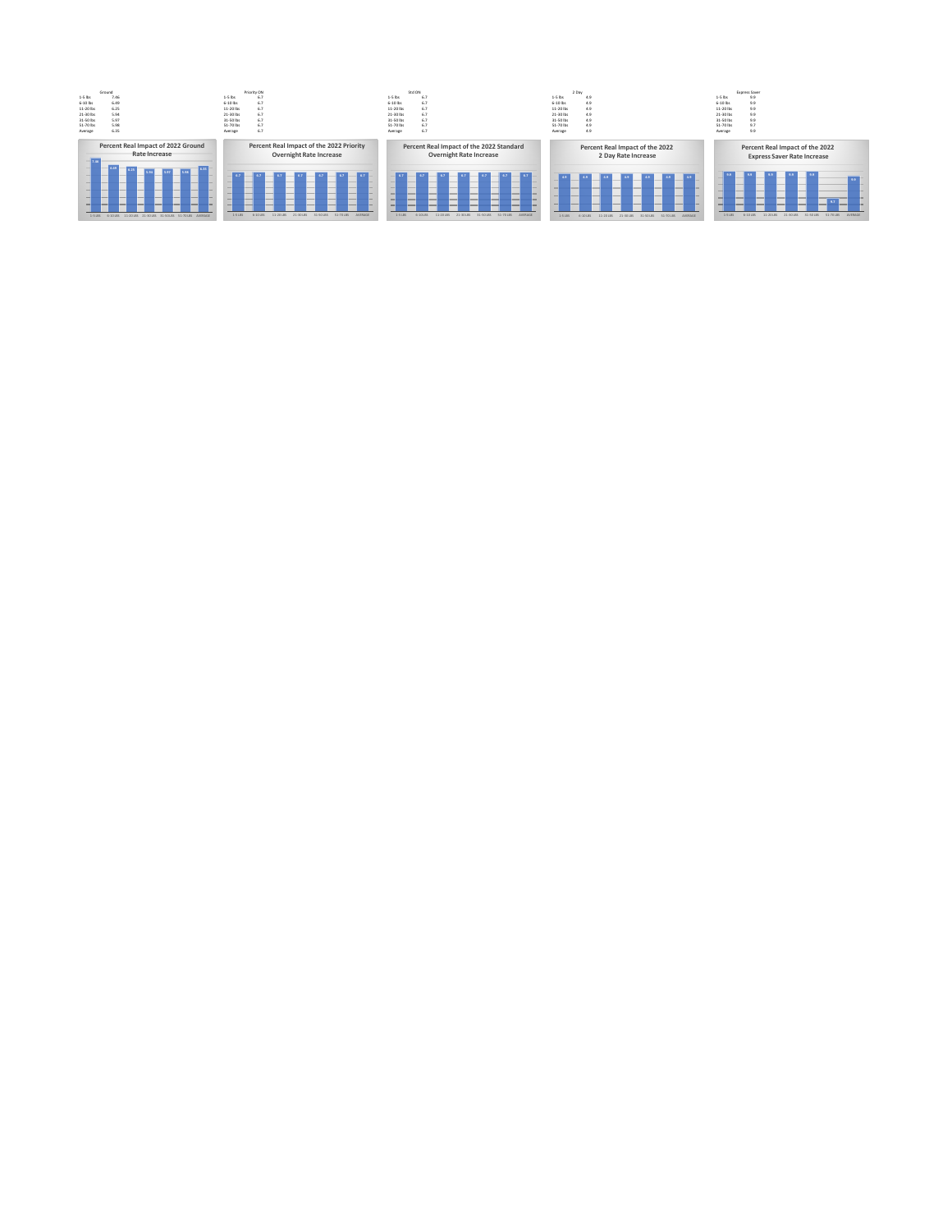| Ground | |
|---|---|
| 1-5 lbs | 7.46 |
| 6-10 lbs | 6.49 |
| 11-20 lbs | 6.25 |
| 21-30 lbs | 5.94 |
| 31-50 lbs | 5.97 |
| 51-70 lbs | 5.98 |
| Average | 6.35 |

**Percent Real Impact of 2022 Ground Rate Increase**

| Priority ON | |
|---|---|
| 1-5 lbs | 6.7 |
| 6-10 lbs | 6.7 |
| 11-20 lbs | 6.7 |
| 21-30 lbs | 6.7 |
| 31-50 lbs | 6.7 |
| 51-70 lbs | 6.7 |
| Average | 6.7 |

**Percent Real Impact of the 2022 Priority Overnight Rate Increase**

| Std ON | |
|---|---|
| 1-5 lbs | 6.7 |
| 6-10 lbs | 6.7 |
| 11-20 lbs | 6.7 |
| 21-30 lbs | 6.7 |
| 31-50 lbs | 6.7 |
| 51-70 lbs | 6.7 |
| Average | 6.7 |

**Percent Real Impact of the 2022 Standard Overnight Rate Increase**

| 2 Day | |
|---|---|
| 1-5 lbs | 4.9 |
| 6-10 lbs | 4.9 |
| 11-20 lbs | 4.9 |
| 21-30 lbs | 4.9 |
| 31-50 lbs | 4.9 |
| 51-70 lbs | 4.9 |
| Average | 4.9 |

**Percent Real Impact of the 2022 2 Day Rate Increase**

| Express Saver | |
|---|---|
| 1-5 lbs | 9.9 |
| 6-10 lbs | 9.9 |
| 11-20 lbs | 9.9 |
| 21-30 lbs | 9.9 |
| 31-50 lbs | 9.9 |
| 51-70 lbs | 9.7 |
| Average | 9.9 |

**Percent Real Impact of the 2022 Express Saver Rate Increase**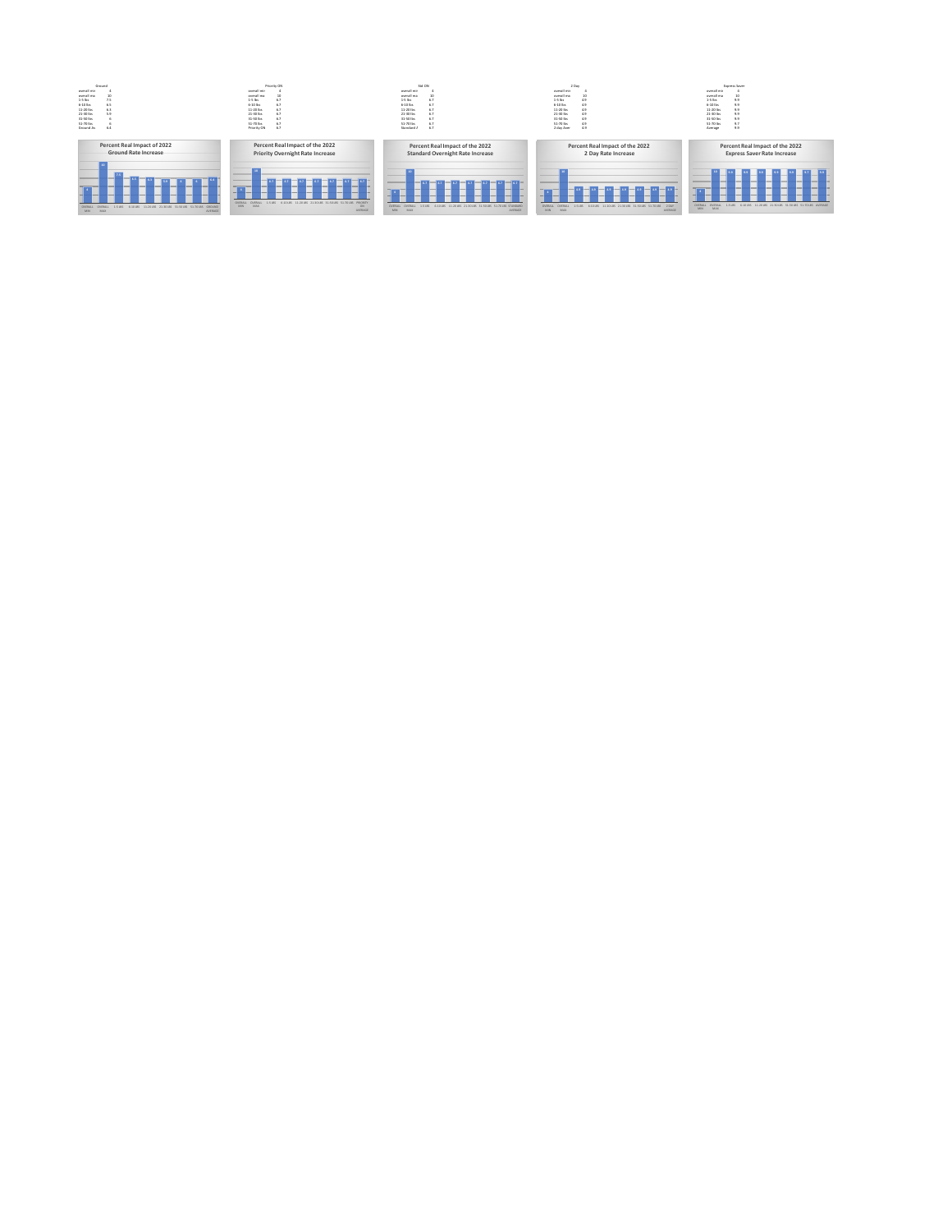| Ground | |
|---|---|
| overall min | 4 |
| overall ma | 10 |
| 1-5 lbs | 7.5 |
| 6-10 lbs | 6.5 |
| 11-20 lbs | 6.1 |
| 21-30 lbs | 5.9 |
| 31-50 lbs | 6 |
| 51-70 lbs | 6 |
| Ground Av | 6.4 |

Percent Real Impact of 2022
Ground Rate Increase

| Priority ON | |
|---|---|
| overall min | 4 |
| overall ma | 10 |
| 1-5 lbs | 6.7 |
| 6-10 lbs | 6.7 |
| 11-20 lbs | 6.7 |
| 21-30 lbs | 6.7 |
| 31-50 lbs | 6.7 |
| 51-70 lbs | 6.7 |
| Priority ON | 6.7 |

Percent Real Impact of the 2022
Priority Overnight Rate Increase

| Std ON | |
|---|---|
| overall min | 4 |
| overall ma | 10 |
| 1-5 lbs | 6.7 |
| 6-10 lbs | 6.7 |
| 11-20 lbs | 6.7 |
| 21-30 lbs | 6.7 |
| 31-50 lbs | 6.7 |
| 51-70 lbs | 6.7 |
| Standard / | 6.7 |

Percent Real Impact of the 2022
Standard Overnight Rate Increase

| 2 Day | |
|---|---|
| overall min | 4 |
| overall ma | 10 |
| 1-5 lbs | 4.9 |
| 6-10 lbs | 4.9 |
| 11-20 lbs | 4.9 |
| 21-30 lbs | 4.9 |
| 31-50 lbs | 4.9 |
| 51-70 lbs | 4.9 |
| 2-day Aver | 4.9 |

Percent Real Impact of the 2022
2 Day Rate Increase

| Express Saver | |
|---|---|
| overall min | 4 |
| overall ma | 10 |
| 1-5 lbs | 9.9 |
| 6-10 lbs | 9.9 |
| 11-20 lbs | 9.9 |
| 21-30 lbs | 9.9 |
| 31-50 lbs | 9.9 |
| 51-70 lbs | 9.7 |
| Average | 9.9 |

Percent Real Impact of the 2022
Express Saver Rate Increase